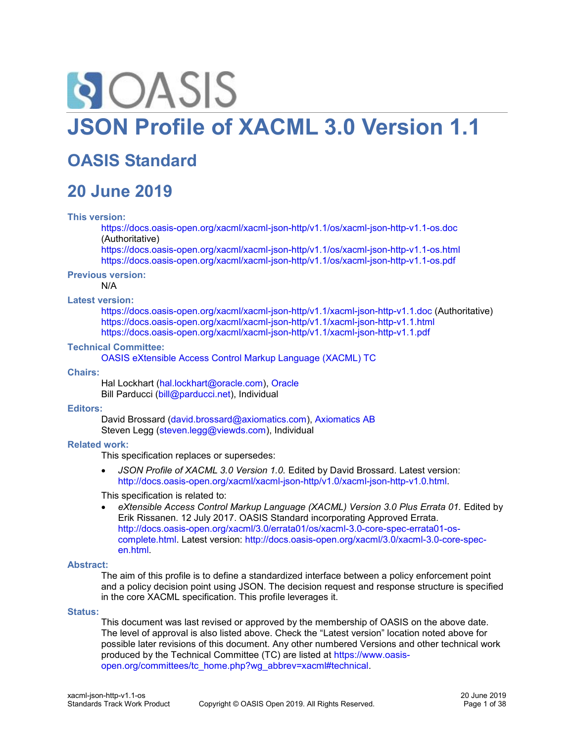# JSON Profile of XACML 3.0 Version 1.1

## OASIS Standard

## 20 June 2019

**This version:**

https://docs.oasis-open.org/xacml/xacml-json-http/v1.1/os/xacml-json-http-v1.1-os.doc (Authoritative)
https://docs.oasis-open.org/xacml/xacml-json-http/v1.1/os/xacml-json-http-v1.1-os.html
https://docs.oasis-open.org/xacml/xacml-json-http/v1.1/os/xacml-json-http-v1.1-os.pdf

**Previous version:**

N/A

**Latest version:**

https://docs.oasis-open.org/xacml/xacml-json-http/v1.1/xacml-json-http-v1.1.doc (Authoritative)
https://docs.oasis-open.org/xacml/xacml-json-http/v1.1/xacml-json-http-v1.1.html
https://docs.oasis-open.org/xacml/xacml-json-http/v1.1/xacml-json-http-v1.1.pdf

**Technical Committee:**

OASIS eXtensible Access Control Markup Language (XACML) TC

**Chairs:**

Hal Lockhart (hal.lockhart@oracle.com), Oracle
Bill Parducci (bill@parducci.net), Individual

**Editors:**

David Brossard (david.brossard@axiomatics.com), Axiomatics AB
Steven Legg (steven.legg@viewds.com), Individual

**Related work:**

This specification replaces or supersedes:

- *JSON Profile of XACML 3.0 Version 1.0.* Edited by David Brossard. Latest version: http://docs.oasis-open.org/xacml/xacml-json-http/v1.0/xacml-json-http-v1.0.html.

This specification is related to:

- *eXtensible Access Control Markup Language (XACML) Version 3.0 Plus Errata 01.* Edited by Erik Rissanen. 12 July 2017. OASIS Standard incorporating Approved Errata. http://docs.oasis-open.org/xacml/3.0/errata01/os/xacml-3.0-core-spec-errata01-os-complete.html. Latest version: http://docs.oasis-open.org/xacml/3.0/xacml-3.0-core-spec-en.html.

**Abstract:**

The aim of this profile is to define a standardized interface between a policy enforcement point and a policy decision point using JSON. The decision request and response structure is specified in the core XACML specification. This profile leverages it.

**Status:**

This document was last revised or approved by the membership of OASIS on the above date. The level of approval is also listed above. Check the "Latest version" location noted above for possible later revisions of this document. Any other numbered Versions and other technical work produced by the Technical Committee (TC) are listed at https://www.oasis-open.org/committees/tc_home.php?wg_abbrev=xacml#technical.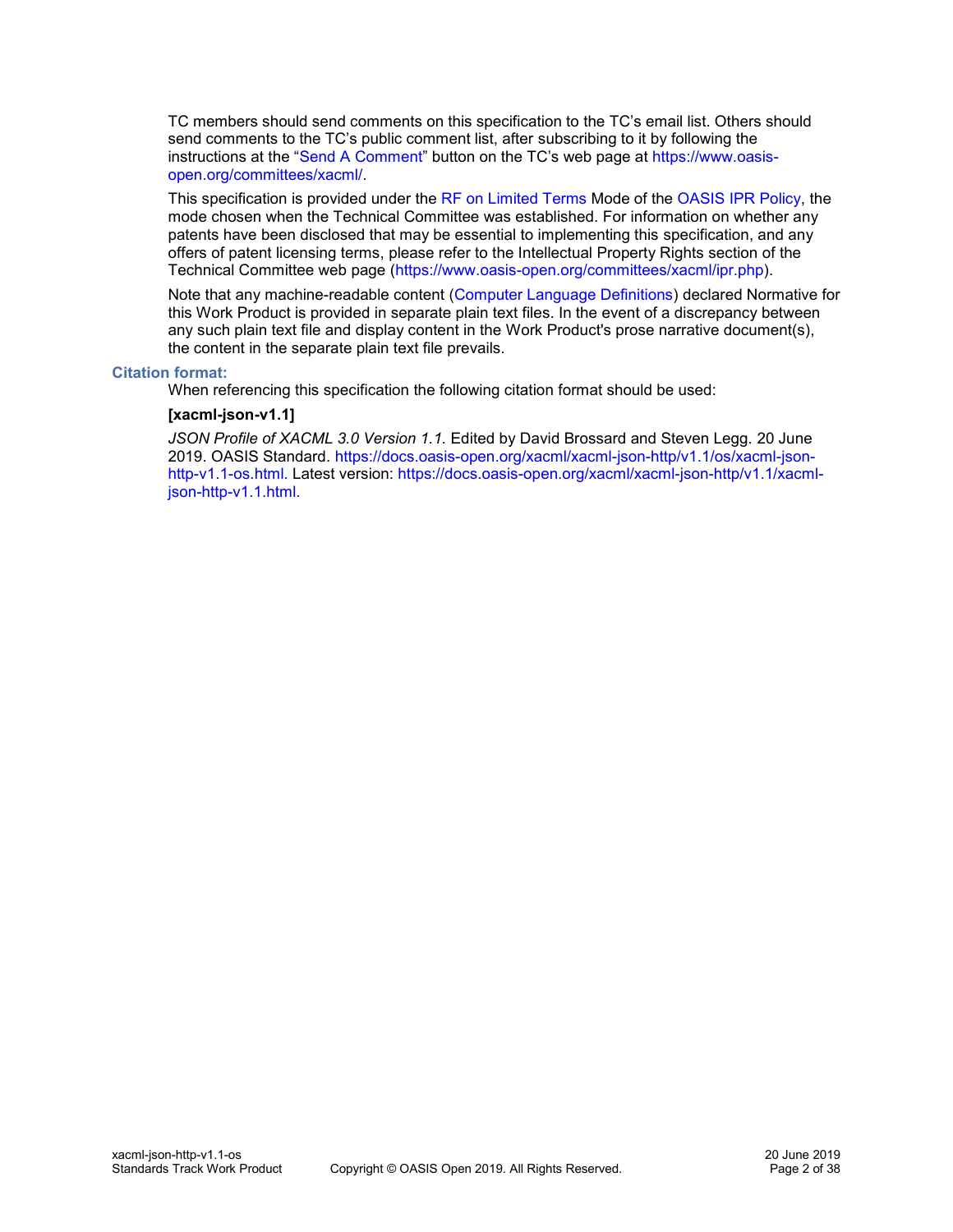TC members should send comments on this specification to the TC's email list. Others should send comments to the TC's public comment list, after subscribing to it by following the instructions at the "Send A Comment" button on the TC's web page at https://www.oasis-open.org/committees/xacml/.

This specification is provided under the RF on Limited Terms Mode of the OASIS IPR Policy, the mode chosen when the Technical Committee was established. For information on whether any patents have been disclosed that may be essential to implementing this specification, and any offers of patent licensing terms, please refer to the Intellectual Property Rights section of the Technical Committee web page (https://www.oasis-open.org/committees/xacml/ipr.php).

Note that any machine-readable content (Computer Language Definitions) declared Normative for this Work Product is provided in separate plain text files. In the event of a discrepancy between any such plain text file and display content in the Work Product's prose narrative document(s), the content in the separate plain text file prevails.

**Citation format:**

When referencing this specification the following citation format should be used:

**[xacml-json-v1.1]**

*JSON Profile of XACML 3.0 Version 1.1.* Edited by David Brossard and Steven Legg. 20 June 2019. OASIS Standard. https://docs.oasis-open.org/xacml/xacml-json-http/v1.1/os/xacml-json-http-v1.1-os.html. Latest version: https://docs.oasis-open.org/xacml/xacml-json-http/v1.1/xacml-json-http-v1.1.html.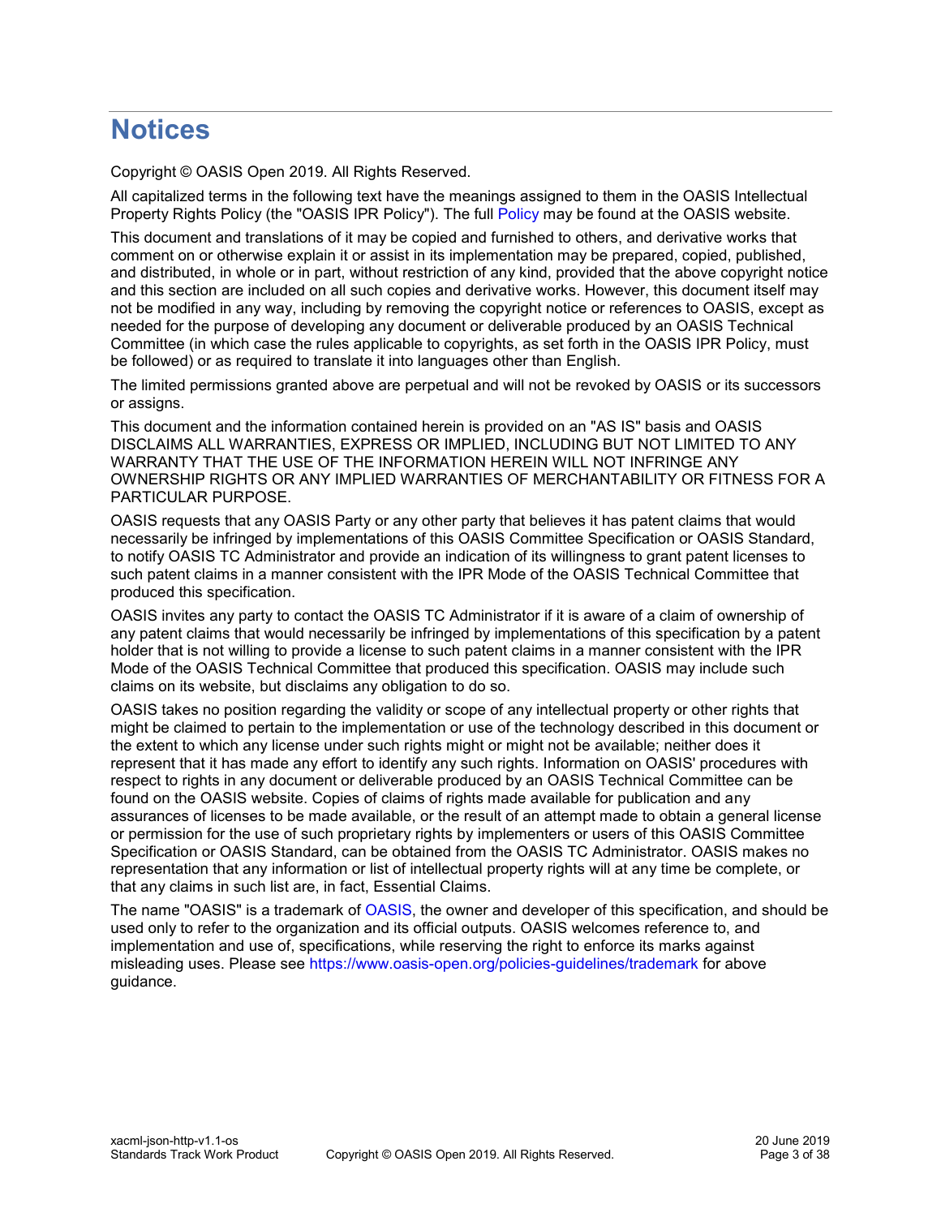# Notices

Copyright © OASIS Open 2019. All Rights Reserved.

All capitalized terms in the following text have the meanings assigned to them in the OASIS Intellectual Property Rights Policy (the "OASIS IPR Policy"). The full Policy may be found at the OASIS website.

This document and translations of it may be copied and furnished to others, and derivative works that comment on or otherwise explain it or assist in its implementation may be prepared, copied, published, and distributed, in whole or in part, without restriction of any kind, provided that the above copyright notice and this section are included on all such copies and derivative works. However, this document itself may not be modified in any way, including by removing the copyright notice or references to OASIS, except as needed for the purpose of developing any document or deliverable produced by an OASIS Technical Committee (in which case the rules applicable to copyrights, as set forth in the OASIS IPR Policy, must be followed) or as required to translate it into languages other than English.

The limited permissions granted above are perpetual and will not be revoked by OASIS or its successors or assigns.

This document and the information contained herein is provided on an "AS IS" basis and OASIS DISCLAIMS ALL WARRANTIES, EXPRESS OR IMPLIED, INCLUDING BUT NOT LIMITED TO ANY WARRANTY THAT THE USE OF THE INFORMATION HEREIN WILL NOT INFRINGE ANY OWNERSHIP RIGHTS OR ANY IMPLIED WARRANTIES OF MERCHANTABILITY OR FITNESS FOR A PARTICULAR PURPOSE.

OASIS requests that any OASIS Party or any other party that believes it has patent claims that would necessarily be infringed by implementations of this OASIS Committee Specification or OASIS Standard, to notify OASIS TC Administrator and provide an indication of its willingness to grant patent licenses to such patent claims in a manner consistent with the IPR Mode of the OASIS Technical Committee that produced this specification.

OASIS invites any party to contact the OASIS TC Administrator if it is aware of a claim of ownership of any patent claims that would necessarily be infringed by implementations of this specification by a patent holder that is not willing to provide a license to such patent claims in a manner consistent with the IPR Mode of the OASIS Technical Committee that produced this specification. OASIS may include such claims on its website, but disclaims any obligation to do so.

OASIS takes no position regarding the validity or scope of any intellectual property or other rights that might be claimed to pertain to the implementation or use of the technology described in this document or the extent to which any license under such rights might or might not be available; neither does it represent that it has made any effort to identify any such rights. Information on OASIS' procedures with respect to rights in any document or deliverable produced by an OASIS Technical Committee can be found on the OASIS website. Copies of claims of rights made available for publication and any assurances of licenses to be made available, or the result of an attempt made to obtain a general license or permission for the use of such proprietary rights by implementers or users of this OASIS Committee Specification or OASIS Standard, can be obtained from the OASIS TC Administrator. OASIS makes no representation that any information or list of intellectual property rights will at any time be complete, or that any claims in such list are, in fact, Essential Claims.

The name "OASIS" is a trademark of OASIS, the owner and developer of this specification, and should be used only to refer to the organization and its official outputs. OASIS welcomes reference to, and implementation and use of, specifications, while reserving the right to enforce its marks against misleading uses. Please see https://www.oasis-open.org/policies-guidelines/trademark for above guidance.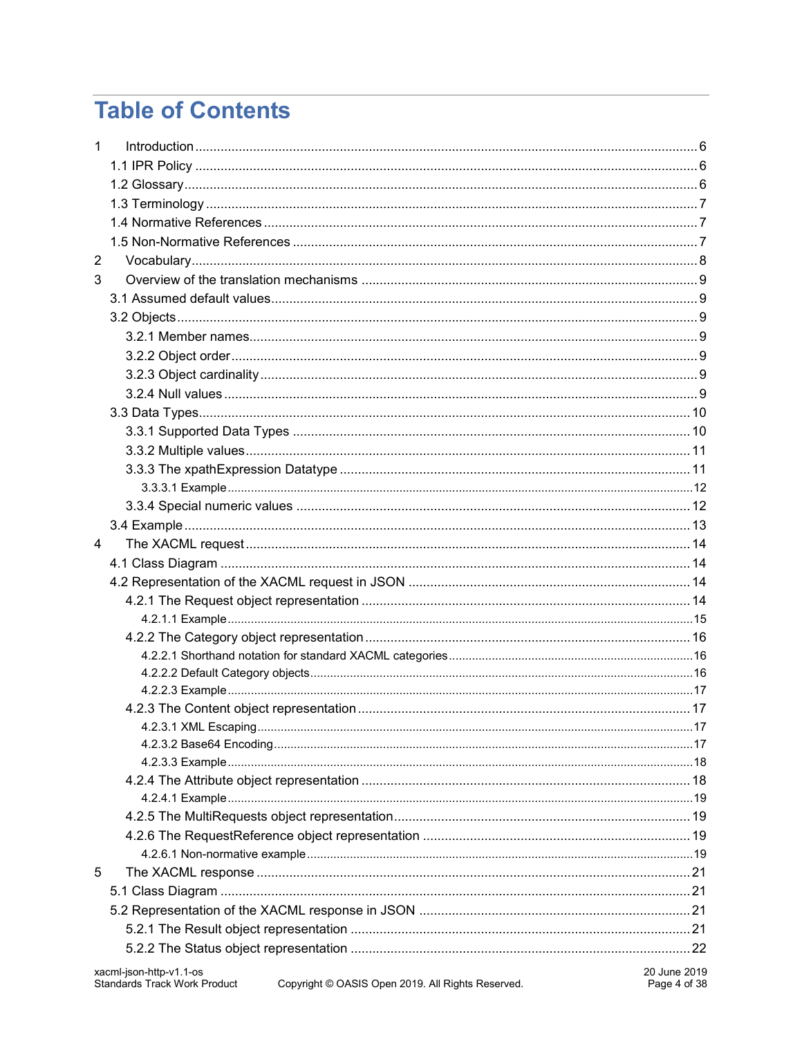# Table of Contents

1 Introduction ........ 6
- 1.1 IPR Policy ........ 6
- 1.2 Glossary ........ 6
- 1.3 Terminology ........ 7
- 1.4 Normative References ........ 7
- 1.5 Non-Normative References ........ 7

2 Vocabulary ........ 8

3 Overview of the translation mechanisms ........ 9
- 3.1 Assumed default values ........ 9
- 3.2 Objects ........ 9
  - 3.2.1 Member names ........ 9
  - 3.2.2 Object order ........ 9
  - 3.2.3 Object cardinality ........ 9
  - 3.2.4 Null values ........ 9
- 3.3 Data Types ........ 10
  - 3.3.1 Supported Data Types ........ 10
  - 3.3.2 Multiple values ........ 11
  - 3.3.3 The xpathExpression Datatype ........ 11
    - 3.3.3.1 Example ........ 12
  - 3.3.4 Special numeric values ........ 12
- 3.4 Example ........ 13

4 The XACML request ........ 14
- 4.1 Class Diagram ........ 14
- 4.2 Representation of the XACML request in JSON ........ 14
  - 4.2.1 The Request object representation ........ 14
    - 4.2.1.1 Example ........ 15
  - 4.2.2 The Category object representation ........ 16
    - 4.2.2.1 Shorthand notation for standard XACML categories ........ 16
    - 4.2.2.2 Default Category objects ........ 16
    - 4.2.2.3 Example ........ 17
  - 4.2.3 The Content object representation ........ 17
    - 4.2.3.1 XML Escaping ........ 17
    - 4.2.3.2 Base64 Encoding ........ 17
    - 4.2.3.3 Example ........ 18
  - 4.2.4 The Attribute object representation ........ 18
    - 4.2.4.1 Example ........ 19
  - 4.2.5 The MultiRequests object representation ........ 19
  - 4.2.6 The RequestReference object representation ........ 19
    - 4.2.6.1 Non-normative example ........ 19

5 The XACML response ........ 21
- 5.1 Class Diagram ........ 21
- 5.2 Representation of the XACML response in JSON ........ 21
  - 5.2.1 The Result object representation ........ 21
  - 5.2.2 The Status object representation ........ 22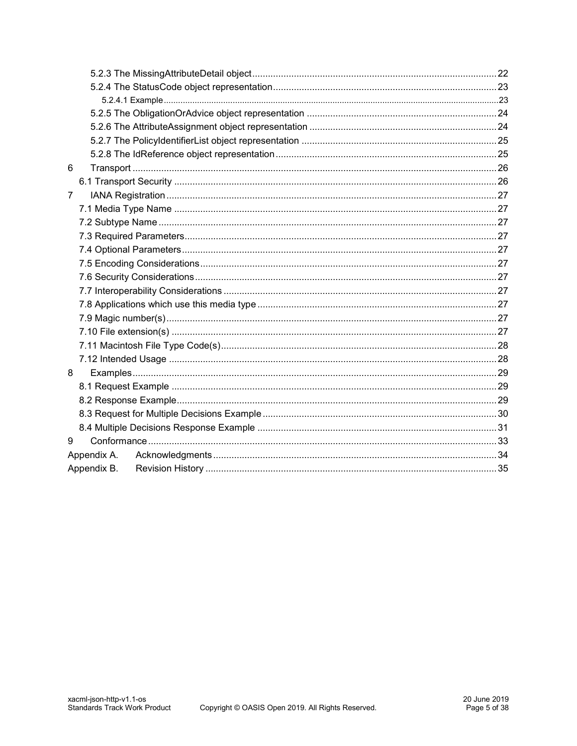5.2.3 The MissingAttributeDetail object ... 22
5.2.4 The StatusCode object representation ... 23
5.2.4.1 Example ... 23
5.2.5 The ObligationOrAdvice object representation ... 24
5.2.6 The AttributeAssignment object representation ... 24
5.2.7 The PolicyIdentifierList object representation ... 25
5.2.8 The IdReference object representation ... 25
6 Transport ... 26
6.1 Transport Security ... 26
7 IANA Registration ... 27
7.1 Media Type Name ... 27
7.2 Subtype Name ... 27
7.3 Required Parameters ... 27
7.4 Optional Parameters ... 27
7.5 Encoding Considerations ... 27
7.6 Security Considerations ... 27
7.7 Interoperability Considerations ... 27
7.8 Applications which use this media type ... 27
7.9 Magic number(s) ... 27
7.10 File extension(s) ... 27
7.11 Macintosh File Type Code(s) ... 28
7.12 Intended Usage ... 28
8 Examples ... 29
8.1 Request Example ... 29
8.2 Response Example ... 29
8.3 Request for Multiple Decisions Example ... 30
8.4 Multiple Decisions Response Example ... 31
9 Conformance ... 33
Appendix A. Acknowledgments ... 34
Appendix B. Revision History ... 35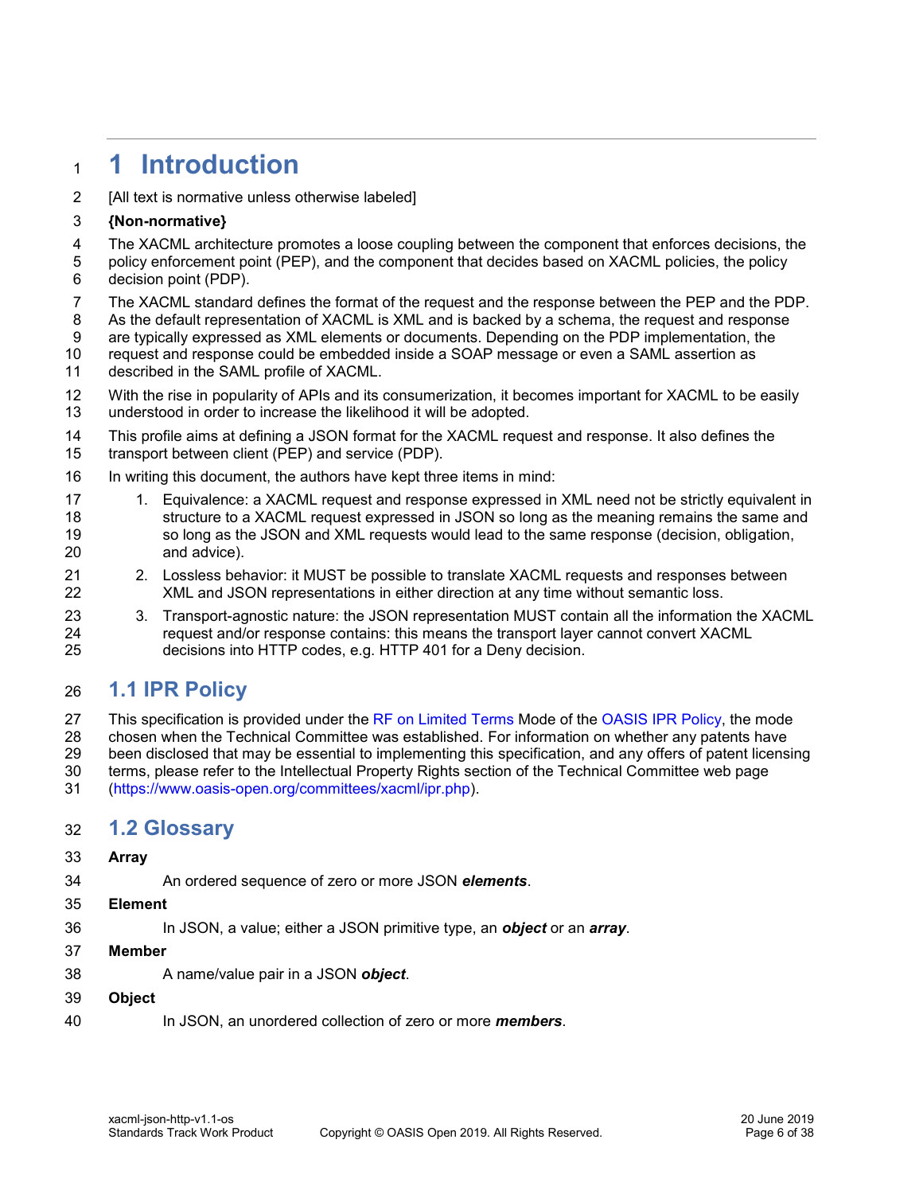# 1 Introduction

[All text is normative unless otherwise labeled]

**{Non-normative}**

The XACML architecture promotes a loose coupling between the component that enforces decisions, the policy enforcement point (PEP), and the component that decides based on XACML policies, the policy decision point (PDP).

The XACML standard defines the format of the request and the response between the PEP and the PDP. As the default representation of XACML is XML and is backed by a schema, the request and response are typically expressed as XML elements or documents. Depending on the PDP implementation, the request and response could be embedded inside a SOAP message or even a SAML assertion as described in the SAML profile of XACML.

With the rise in popularity of APIs and its consumerization, it becomes important for XACML to be easily understood in order to increase the likelihood it will be adopted.

This profile aims at defining a JSON format for the XACML request and response. It also defines the transport between client (PEP) and service (PDP).

In writing this document, the authors have kept three items in mind:

1. Equivalence: a XACML request and response expressed in XML need not be strictly equivalent in structure to a XACML request expressed in JSON so long as the meaning remains the same and so long as the JSON and XML requests would lead to the same response (decision, obligation, and advice).
2. Lossless behavior: it MUST be possible to translate XACML requests and responses between XML and JSON representations in either direction at any time without semantic loss.
3. Transport-agnostic nature: the JSON representation MUST contain all the information the XACML request and/or response contains: this means the transport layer cannot convert XACML decisions into HTTP codes, e.g. HTTP 401 for a Deny decision.

## 1.1 IPR Policy

This specification is provided under the [RF on Limited Terms](https://www.oasis-open.org/policies-guidelines/ipr#RF-on-Limited-Mode) Mode of the [OASIS IPR Policy](https://www.oasis-open.org/policies-guidelines/ipr), the mode chosen when the Technical Committee was established. For information on whether any patents have been disclosed that may be essential to implementing this specification, and any offers of patent licensing terms, please refer to the Intellectual Property Rights section of the Technical Committee web page (https://www.oasis-open.org/committees/xacml/ipr.php).

## 1.2 Glossary

**Array**

An ordered sequence of zero or more JSON ***elements***.

**Element**

In JSON, a value; either a JSON primitive type, an ***object*** or an ***array***.

**Member**

A name/value pair in a JSON ***object***.

**Object**

In JSON, an unordered collection of zero or more ***members***.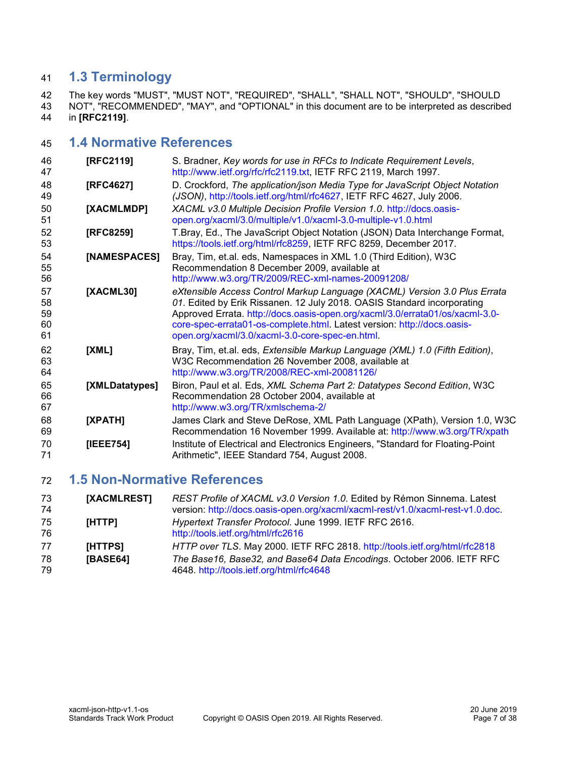## 1.3 Terminology

The key words "MUST", "MUST NOT", "REQUIRED", "SHALL", "SHALL NOT", "SHOULD", "SHOULD NOT", "RECOMMENDED", "MAY", and "OPTIONAL" in this document are to be interpreted as described in **[RFC2119]**.

## 1.4 Normative References

**[RFC2119]** S. Bradner, *Key words for use in RFCs to Indicate Requirement Levels*, http://www.ietf.org/rfc/rfc2119.txt, IETF RFC 2119, March 1997.

**[RFC4627]** D. Crockford, *The application/json Media Type for JavaScript Object Notation (JSON)*, http://tools.ietf.org/html/rfc4627, IETF RFC 4627, July 2006.

**[XACMLMDP]** *XACML v3.0 Multiple Decision Profile Version 1.0*. http://docs.oasis-open.org/xacml/3.0/multiple/v1.0/xacml-3.0-multiple-v1.0.html

**[RFC8259]** T.Bray, Ed., The JavaScript Object Notation (JSON) Data Interchange Format, https://tools.ietf.org/html/rfc8259, IETF RFC 8259, December 2017.

**[NAMESPACES]** Bray, Tim, et.al. eds, Namespaces in XML 1.0 (Third Edition), W3C Recommendation 8 December 2009, available at http://www.w3.org/TR/2009/REC-xml-names-20091208/

**[XACML30]** *eXtensible Access Control Markup Language (XACML) Version 3.0 Plus Errata 01*. Edited by Erik Rissanen. 12 July 2018. OASIS Standard incorporating Approved Errata. http://docs.oasis-open.org/xacml/3.0/errata01/os/xacml-3.0-core-spec-errata01-os-complete.html. Latest version: http://docs.oasis-open.org/xacml/3.0/xacml-3.0-core-spec-en.html.

**[XML]** Bray, Tim, et.al. eds, *Extensible Markup Language (XML) 1.0 (Fifth Edition)*, W3C Recommendation 26 November 2008, available at http://www.w3.org/TR/2008/REC-xml-20081126/

**[XMLDatatypes]** Biron, Paul et al. Eds, *XML Schema Part 2: Datatypes Second Edition*, W3C Recommendation 28 October 2004, available at http://www.w3.org/TR/xmlschema-2/

**[XPATH]** James Clark and Steve DeRose, XML Path Language (XPath), Version 1.0, W3C Recommendation 16 November 1999. Available at: http://www.w3.org/TR/xpath

**[IEEE754]** Institute of Electrical and Electronics Engineers, "Standard for Floating-Point Arithmetic", IEEE Standard 754, August 2008.

## 1.5 Non-Normative References

**[XACMLREST]** *REST Profile of XACML v3.0 Version 1.0*. Edited by Rémon Sinnema. Latest version: http://docs.oasis-open.org/xacml/xacml-rest/v1.0/xacml-rest-v1.0.doc.

**[HTTP]** *Hypertext Transfer Protocol*. June 1999. IETF RFC 2616. http://tools.ietf.org/html/rfc2616

**[HTTPS]** *HTTP over TLS*. May 2000. IETF RFC 2818. http://tools.ietf.org/html/rfc2818

**[BASE64]** *The Base16, Base32, and Base64 Data Encodings*. October 2006. IETF RFC 4648. http://tools.ietf.org/html/rfc4648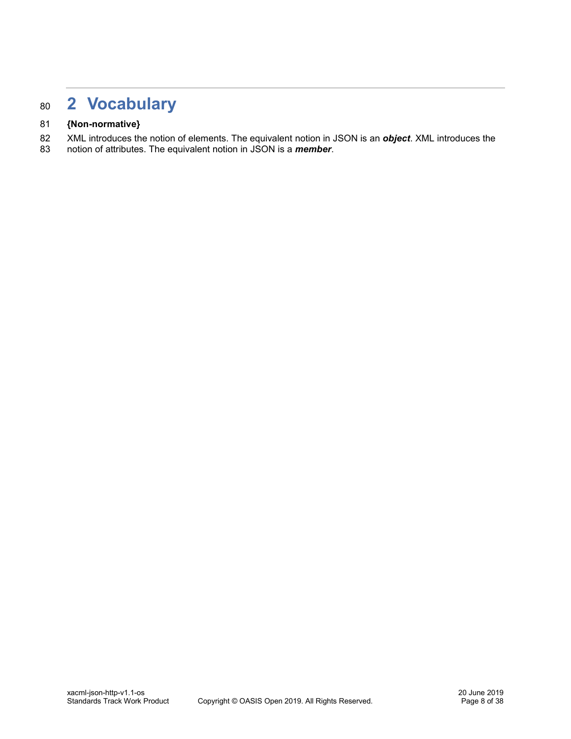# 2 Vocabulary

**{Non-normative}**

XML introduces the notion of elements. The equivalent notion in JSON is an ***object***. XML introduces the notion of attributes. The equivalent notion in JSON is a ***member***.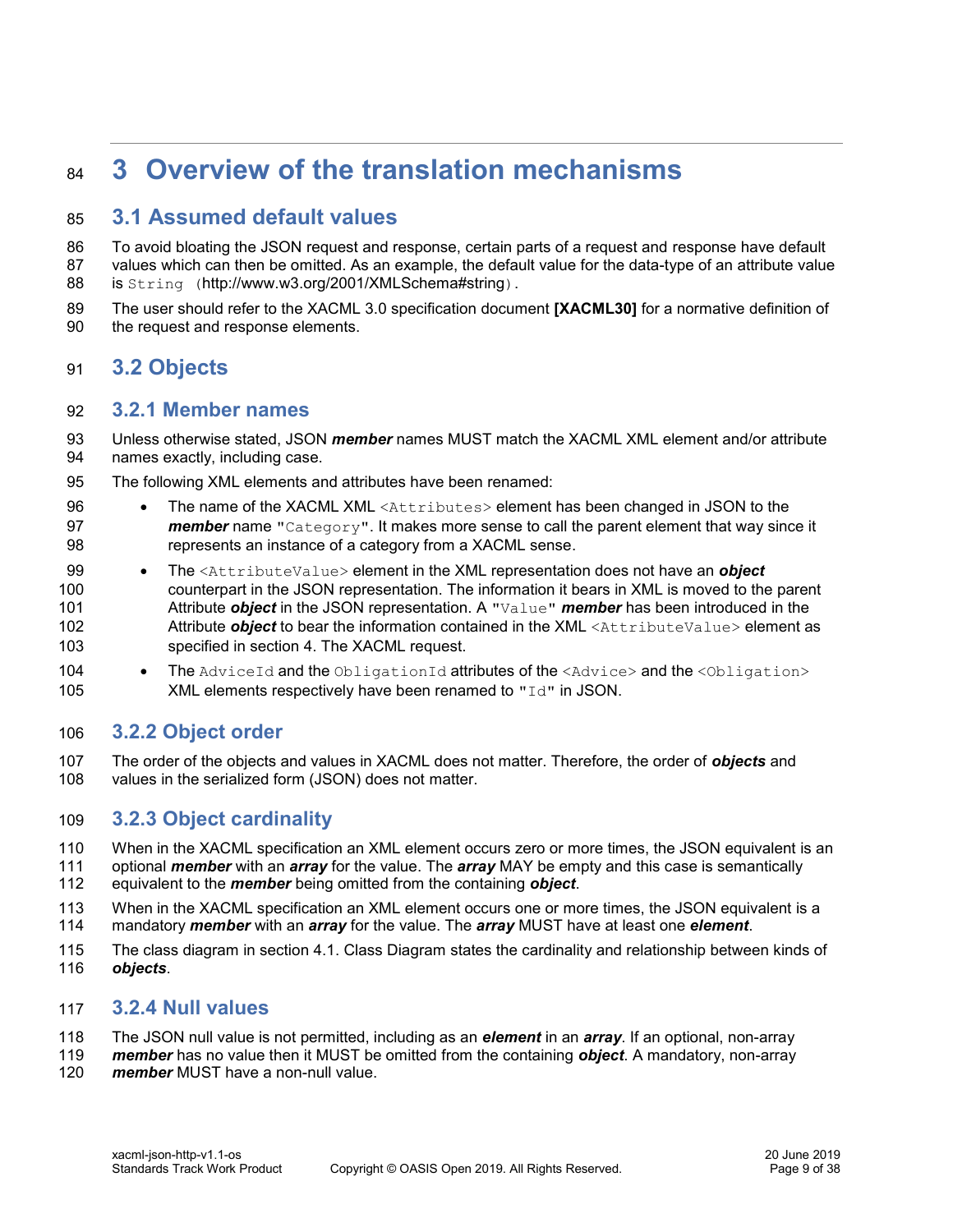# 3 Overview of the translation mechanisms

## 3.1 Assumed default values

To avoid bloating the JSON request and response, certain parts of a request and response have default values which can then be omitted. As an example, the default value for the data-type of an attribute value is `String` (http://www.w3.org/2001/XMLSchema#string).

The user should refer to the XACML 3.0 specification document **[XACML30]** for a normative definition of the request and response elements.

## 3.2 Objects

### 3.2.1 Member names

Unless otherwise stated, JSON ***member*** names MUST match the XACML XML element and/or attribute names exactly, including case.

The following XML elements and attributes have been renamed:

- The name of the XACML XML `<Attributes>` element has been changed in JSON to the ***member*** name `"Category"`. It makes more sense to call the parent element that way since it represents an instance of a category from a XACML sense.
- The `<AttributeValue>` element in the XML representation does not have an ***object*** counterpart in the JSON representation. The information it bears in XML is moved to the parent Attribute ***object*** in the JSON representation. A `"Value"` ***member*** has been introduced in the Attribute ***object*** to bear the information contained in the XML `<AttributeValue>` element as specified in section 4. The XACML request.
- The `AdviceId` and the `ObligationId` attributes of the `<Advice>` and the `<Obligation>` XML elements respectively have been renamed to `"Id"` in JSON.

### 3.2.2 Object order

The order of the objects and values in XACML does not matter. Therefore, the order of ***objects*** and values in the serialized form (JSON) does not matter.

### 3.2.3 Object cardinality

When in the XACML specification an XML element occurs zero or more times, the JSON equivalent is an optional ***member*** with an ***array*** for the value. The ***array*** MAY be empty and this case is semantically equivalent to the ***member*** being omitted from the containing ***object***.

When in the XACML specification an XML element occurs one or more times, the JSON equivalent is a mandatory ***member*** with an ***array*** for the value. The ***array*** MUST have at least one ***element***.

The class diagram in section 4.1. Class Diagram states the cardinality and relationship between kinds of ***objects***.

### 3.2.4 Null values

The JSON null value is not permitted, including as an ***element*** in an ***array***. If an optional, non-array ***member*** has no value then it MUST be omitted from the containing ***object***. A mandatory, non-array ***member*** MUST have a non-null value.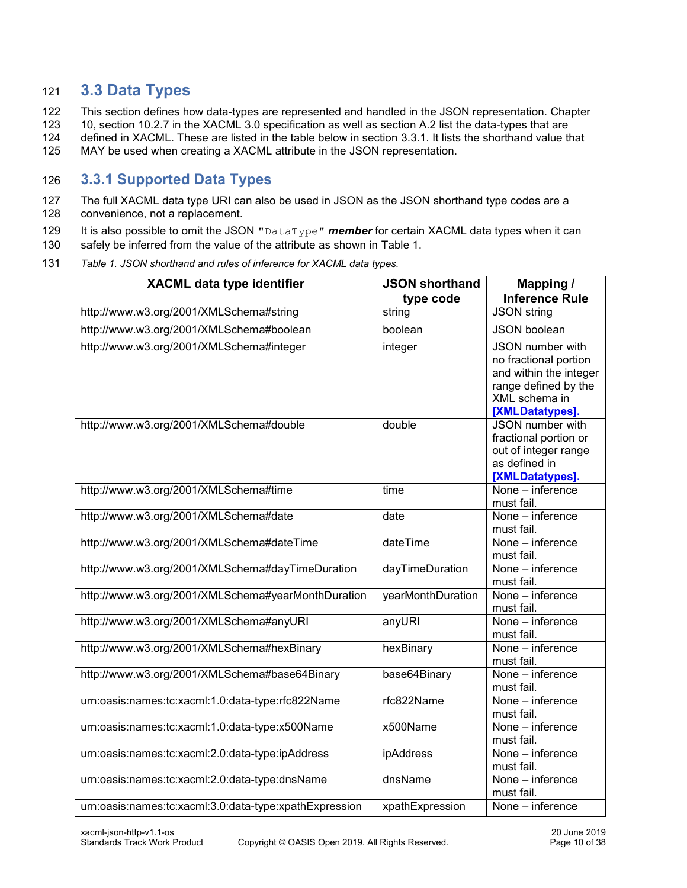## 3.3 Data Types

This section defines how data-types are represented and handled in the JSON representation. Chapter 10, section 10.2.7 in the XACML 3.0 specification as well as section A.2 list the data-types that are defined in XACML. These are listed in the table below in section 3.3.1. It lists the shorthand value that MAY be used when creating a XACML attribute in the JSON representation.

### 3.3.1 Supported Data Types

The full XACML data type URI can also be used in JSON as the JSON shorthand type codes are a convenience, not a replacement.

It is also possible to omit the JSON `"DataType"` ***member*** for certain XACML data types when it can safely be inferred from the value of the attribute as shown in Table 1.

*Table 1. JSON shorthand and rules of inference for XACML data types.*

| XACML data type identifier | JSON shorthand type code | Mapping / Inference Rule |
|---|---|---|
| http://www.w3.org/2001/XMLSchema#string | string | JSON string |
| http://www.w3.org/2001/XMLSchema#boolean | boolean | JSON boolean |
| http://www.w3.org/2001/XMLSchema#integer | integer | JSON number with no fractional portion and within the integer range defined by the XML schema in **[XMLDatatypes].** |
| http://www.w3.org/2001/XMLSchema#double | double | JSON number with fractional portion or out of integer range as defined in **[XMLDatatypes].** |
| http://www.w3.org/2001/XMLSchema#time | time | None – inference must fail. |
| http://www.w3.org/2001/XMLSchema#date | date | None – inference must fail. |
| http://www.w3.org/2001/XMLSchema#dateTime | dateTime | None – inference must fail. |
| http://www.w3.org/2001/XMLSchema#dayTimeDuration | dayTimeDuration | None – inference must fail. |
| http://www.w3.org/2001/XMLSchema#yearMonthDuration | yearMonthDuration | None – inference must fail. |
| http://www.w3.org/2001/XMLSchema#anyURI | anyURI | None – inference must fail. |
| http://www.w3.org/2001/XMLSchema#hexBinary | hexBinary | None – inference must fail. |
| http://www.w3.org/2001/XMLSchema#base64Binary | base64Binary | None – inference must fail. |
| urn:oasis:names:tc:xacml:1.0:data-type:rfc822Name | rfc822Name | None – inference must fail. |
| urn:oasis:names:tc:xacml:1.0:data-type:x500Name | x500Name | None – inference must fail. |
| urn:oasis:names:tc:xacml:2.0:data-type:ipAddress | ipAddress | None – inference must fail. |
| urn:oasis:names:tc:xacml:2.0:data-type:dnsName | dnsName | None – inference must fail. |
| urn:oasis:names:tc:xacml:3.0:data-type:xpathExpression | xpathExpression | None – inference |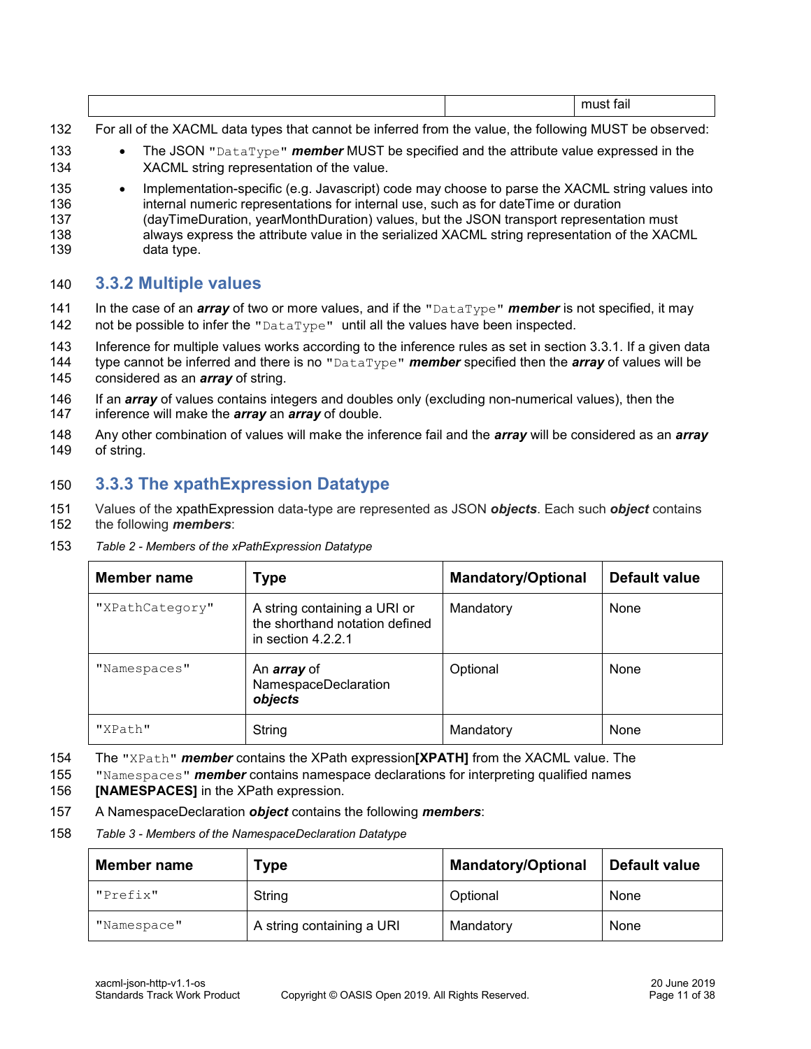| | | must fail |
|---|---|---|

For all of the XACML data types that cannot be inferred from the value, the following MUST be observed:

- The JSON `"DataType"` ***member*** MUST be specified and the attribute value expressed in the XACML string representation of the value.
- Implementation-specific (e.g. Javascript) code may choose to parse the XACML string values into internal numeric representations for internal use, such as for dateTime or duration (dayTimeDuration, yearMonthDuration) values, but the JSON transport representation must always express the attribute value in the serialized XACML string representation of the XACML data type.

## 3.3.2 Multiple values

In the case of an ***array*** of two or more values, and if the `"DataType"` ***member*** is not specified, it may not be possible to infer the `"DataType"` until all the values have been inspected.

Inference for multiple values works according to the inference rules as set in section 3.3.1. If a given data type cannot be inferred and there is no `"DataType"` ***member*** specified then the ***array*** of values will be considered as an ***array*** of string.

If an ***array*** of values contains integers and doubles only (excluding non-numerical values), then the inference will make the ***array*** an ***array*** of double.

Any other combination of values will make the inference fail and the ***array*** will be considered as an ***array*** of string.

## 3.3.3 The xpathExpression Datatype

Values of the xpathExpression data-type are represented as JSON ***objects***. Each such ***object*** contains the following ***members***:

*Table 2 - Members of the xPathExpression Datatype*

| Member name | Type | Mandatory/Optional | Default value |
|---|---|---|---|
| `"XPathCategory"` | A string containing a URI or the shorthand notation defined in section 4.2.2.1 | Mandatory | None |
| `"Namespaces"` | An ***array*** of NamespaceDeclaration ***objects*** | Optional | None |
| `"XPath"` | String | Mandatory | None |

The `"XPath"` ***member*** contains the XPath expression**[XPATH]** from the XACML value. The `"Namespaces"` ***member*** contains namespace declarations for interpreting qualified names **[NAMESPACES]** in the XPath expression.

A NamespaceDeclaration ***object*** contains the following ***members***:

*Table 3 - Members of the NamespaceDeclaration Datatype*

| Member name | Type | Mandatory/Optional | Default value |
|---|---|---|---|
| `"Prefix"` | String | Optional | None |
| `"Namespace"` | A string containing a URI | Mandatory | None |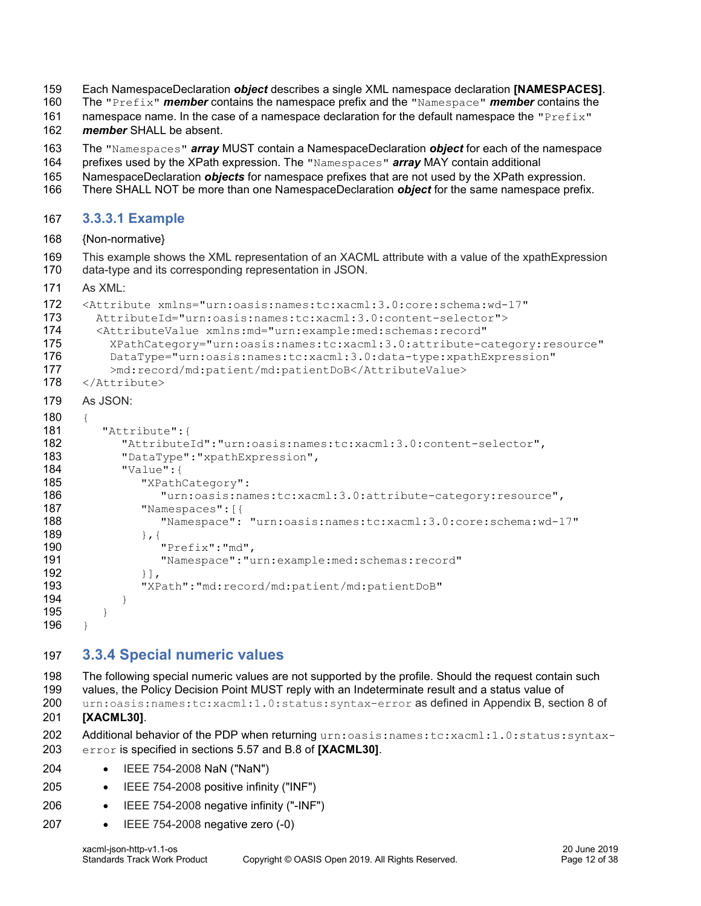Each NamespaceDeclaration ***object*** describes a single XML namespace declaration **[NAMESPACES]**. The `"Prefix"` ***member*** contains the namespace prefix and the `"Namespace"` ***member*** contains the namespace name. In the case of a namespace declaration for the default namespace the `"Prefix"` ***member*** SHALL be absent.

The `"Namespaces"` ***array*** MUST contain a NamespaceDeclaration ***object*** for each of the namespace prefixes used by the XPath expression. The `"Namespaces"` ***array*** MAY contain additional NamespaceDeclaration ***objects*** for namespace prefixes that are not used by the XPath expression. There SHALL NOT be more than one NamespaceDeclaration ***object*** for the same namespace prefix.

#### 3.3.3.1 Example

{Non-normative}

This example shows the XML representation of an XACML attribute with a value of the xpathExpression data-type and its corresponding representation in JSON.

As XML:

```
<Attribute xmlns="urn:oasis:names:tc:xacml:3.0:core:schema:wd-17"
  AttributeId="urn:oasis:names:tc:xacml:3.0:content-selector">
  <AttributeValue xmlns:md="urn:example:med:schemas:record"
    XPathCategory="urn:oasis:names:tc:xacml:3.0:attribute-category:resource"
    DataType="urn:oasis:names:tc:xacml:3.0:data-type:xpathExpression"
    >md:record/md:patient/md:patientDoB</AttributeValue>
</Attribute>
```

As JSON:

```
{
   "Attribute":{
      "AttributeId":"urn:oasis:names:tc:xacml:3.0:content-selector",
      "DataType":"xpathExpression",
      "Value":{
         "XPathCategory":
            "urn:oasis:names:tc:xacml:3.0:attribute-category:resource",
         "Namespaces":[{
            "Namespace": "urn:oasis:names:tc:xacml:3.0:core:schema:wd-17"
         },{
            "Prefix":"md",
            "Namespace":"urn:example:med:schemas:record"
         }],
         "XPath":"md:record/md:patient/md:patientDoB"
      }
   }
}
```

### 3.3.4 Special numeric values

The following special numeric values are not supported by the profile. Should the request contain such values, the Policy Decision Point MUST reply with an Indeterminate result and a status value of `urn:oasis:names:tc:xacml:1.0:status:syntax-error` as defined in Appendix B, section 8 of **[XACML30]**.

Additional behavior of the PDP when returning `urn:oasis:names:tc:xacml:1.0:status:syntax-error` is specified in sections 5.57 and B.8 of **[XACML30]**.

- IEEE 754-2008 NaN ("NaN")
- IEEE 754-2008 positive infinity ("INF")
- IEEE 754-2008 negative infinity ("-INF")
- IEEE 754-2008 negative zero (-0)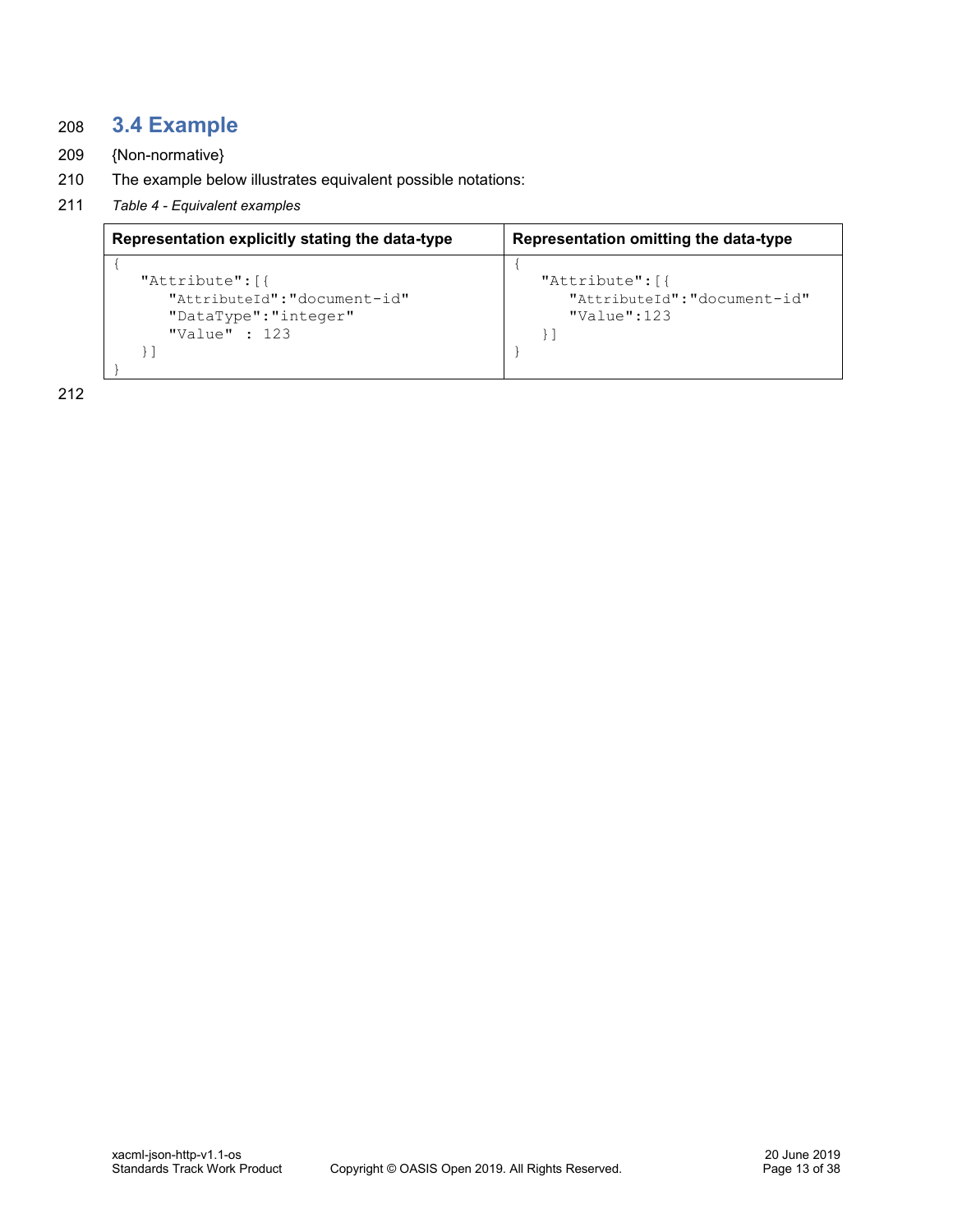## 3.4 Example

{Non-normative}

The example below illustrates equivalent possible notations:

*Table 4 - Equivalent examples*

| Representation explicitly stating the data-type | Representation omitting the data-type |
|---|---|
| `{ "Attribute":[{ "AttributeId":"document-id" "DataType":"integer" "Value" : 123 }] }` | `{ "Attribute":[{ "AttributeId":"document-id" "Value":123 }] }` |

Representation explicitly stating the data-type:

```
{
   "Attribute":[{
      "AttributeId":"document-id"
      "DataType":"integer"
      "Value" : 123
   }]
}
```

Representation omitting the data-type:

```
{
   "Attribute":[{
      "AttributeId":"document-id"
      "Value":123
   }]
}
```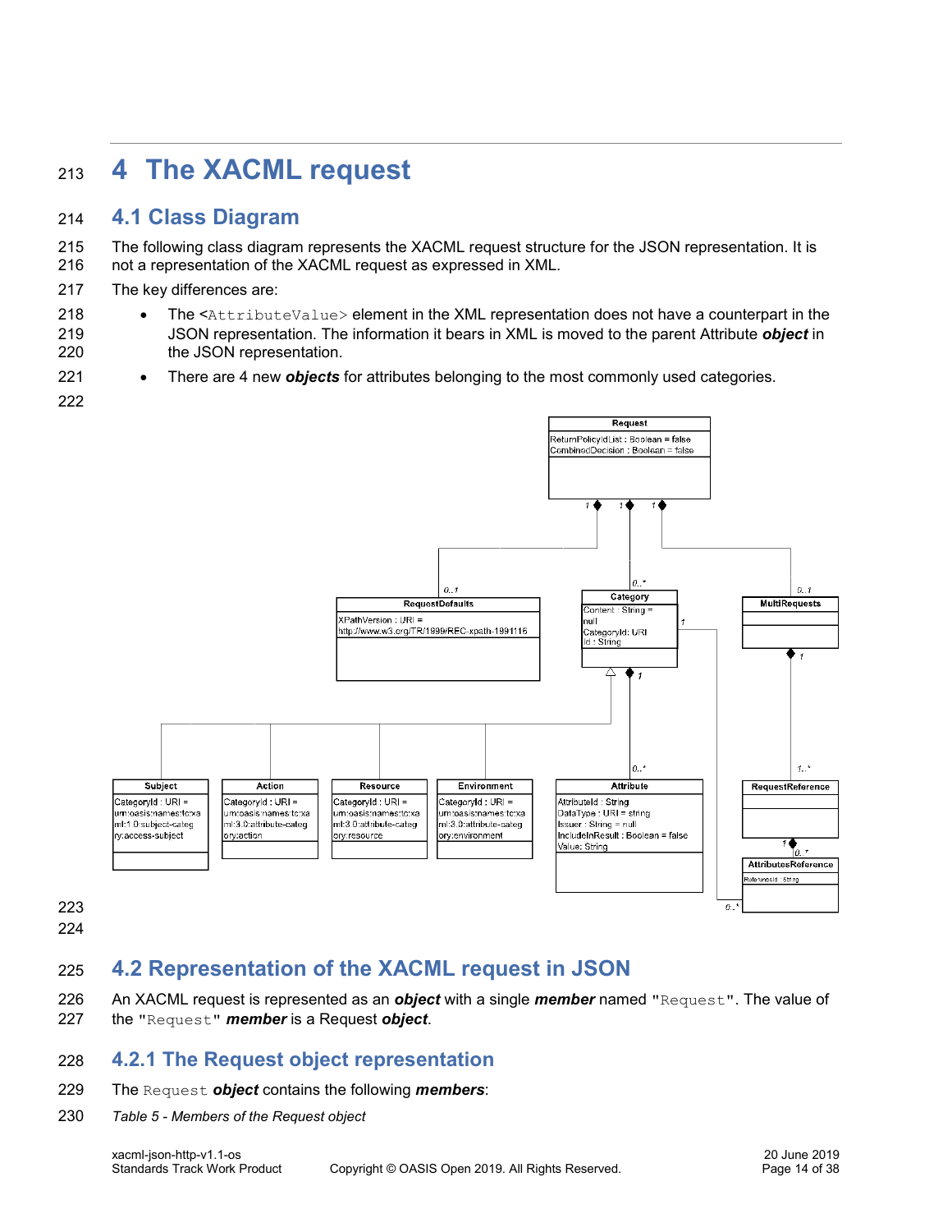# 4 The XACML request

## 4.1 Class Diagram

The following class diagram represents the XACML request structure for the JSON representation. It is not a representation of the XACML request as expressed in XML.

The key differences are:

- The <AttributeValue> element in the XML representation does not have a counterpart in the JSON representation. The information it bears in XML is moved to the parent Attribute ***object*** in the JSON representation.
- There are 4 new ***objects*** for attributes belonging to the most commonly used categories.

## 4.2 Representation of the XACML request in JSON

An XACML request is represented as an ***object*** with a single ***member*** named "Request". The value of the "Request" ***member*** is a Request ***object***.

### 4.2.1 The Request object representation

The Request ***object*** contains the following ***members***:

*Table 5 - Members of the Request object*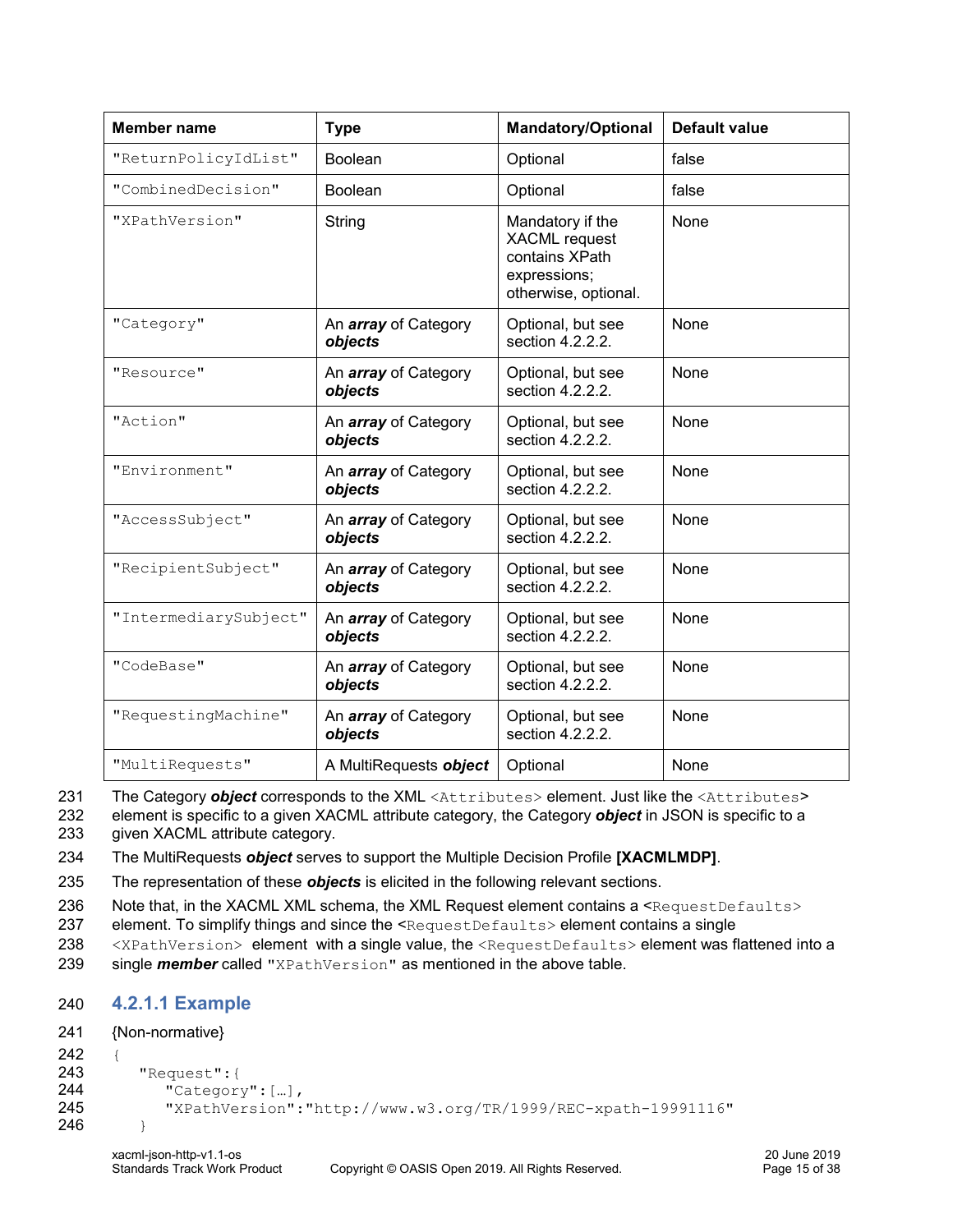| Member name | Type | Mandatory/Optional | Default value |
|---|---|---|---|
| "ReturnPolicyIdList" | Boolean | Optional | false |
| "CombinedDecision" | Boolean | Optional | false |
| "XPathVersion" | String | Mandatory if the XACML request contains XPath expressions; otherwise, optional. | None |
| "Category" | An ***array*** of Category ***objects*** | Optional, but see section 4.2.2.2. | None |
| "Resource" | An ***array*** of Category ***objects*** | Optional, but see section 4.2.2.2. | None |
| "Action" | An ***array*** of Category ***objects*** | Optional, but see section 4.2.2.2. | None |
| "Environment" | An ***array*** of Category ***objects*** | Optional, but see section 4.2.2.2. | None |
| "AccessSubject" | An ***array*** of Category ***objects*** | Optional, but see section 4.2.2.2. | None |
| "RecipientSubject" | An ***array*** of Category ***objects*** | Optional, but see section 4.2.2.2. | None |
| "IntermediarySubject" | An ***array*** of Category ***objects*** | Optional, but see section 4.2.2.2. | None |
| "CodeBase" | An ***array*** of Category ***objects*** | Optional, but see section 4.2.2.2. | None |
| "RequestingMachine" | An ***array*** of Category ***objects*** | Optional, but see section 4.2.2.2. | None |
| "MultiRequests" | A MultiRequests ***object*** | Optional | None |

The Category ***object*** corresponds to the XML `<Attributes>` element. Just like the `<Attributes>` element is specific to a given XACML attribute category, the Category ***object*** in JSON is specific to a given XACML attribute category.

The MultiRequests ***object*** serves to support the Multiple Decision Profile **[XACMLMDP]**.

The representation of these ***objects*** is elicited in the following relevant sections.

Note that, in the XACML XML schema, the XML Request element contains a `<RequestDefaults>` element. To simplify things and since the `<RequestDefaults>` element contains a single `<XPathVersion>` element with a single value, the `<RequestDefaults>` element was flattened into a single ***member*** called `"XPathVersion"` as mentioned in the above table.

### 4.2.1.1 Example

{Non-normative}

```
{
   "Request":{
      "Category":[…],
      "XPathVersion":"http://www.w3.org/TR/1999/REC-xpath-19991116"
   }
```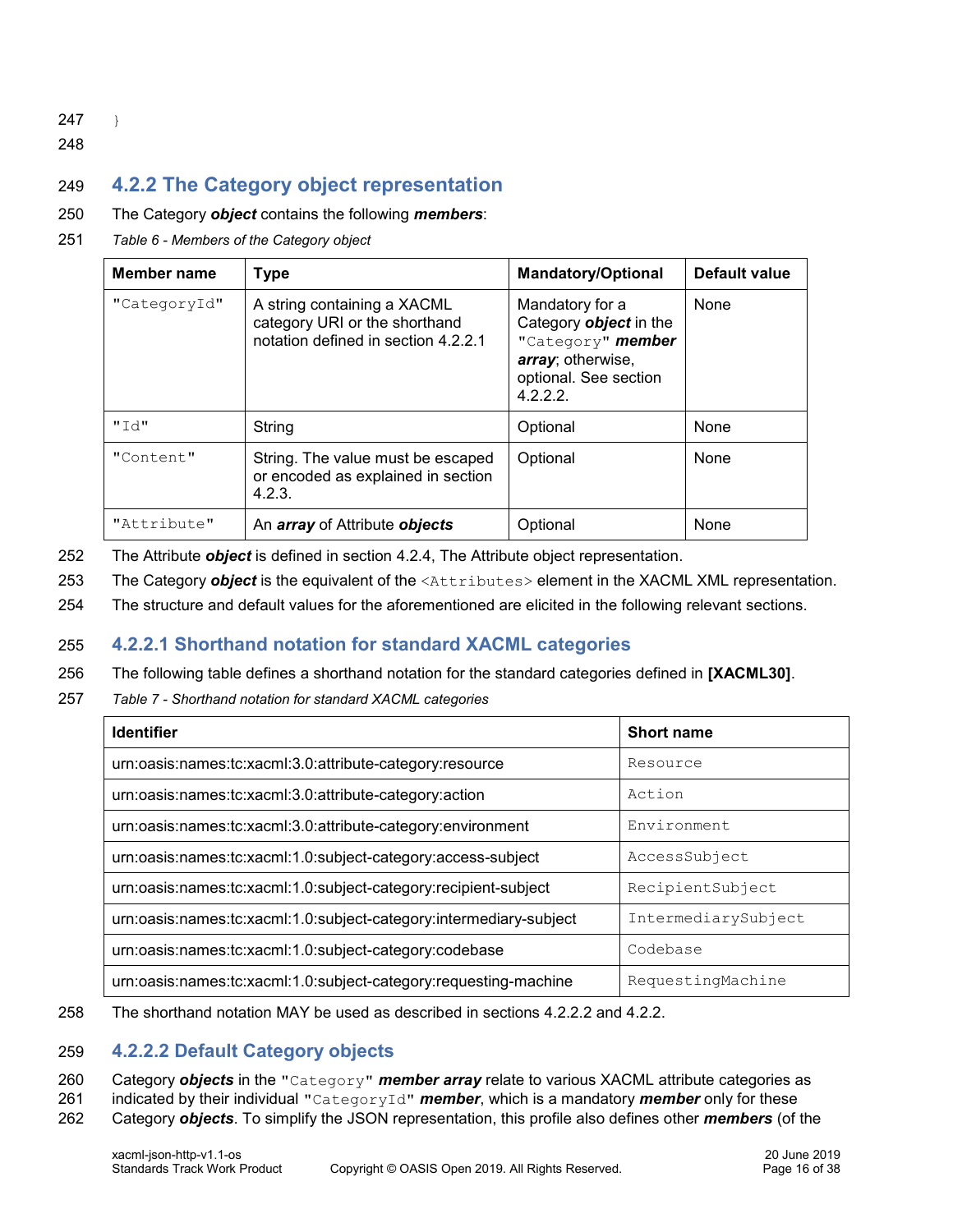}

### 4.2.2 The Category object representation

The Category ***object*** contains the following ***members***:

*Table 6 - Members of the Category object*

| Member name | Type | Mandatory/Optional | Default value |
|---|---|---|---|
| `"CategoryId"` | A string containing a XACML category URI or the shorthand notation defined in section 4.2.2.1 | Mandatory for a Category ***object*** in the `"Category"` ***member array***; otherwise, optional. See section 4.2.2.2. | None |
| `"Id"` | String | Optional | None |
| `"Content"` | String. The value must be escaped or encoded as explained in section 4.2.3. | Optional | None |
| `"Attribute"` | An ***array*** of Attribute ***objects*** | Optional | None |

The Attribute ***object*** is defined in section 4.2.4, The Attribute object representation.

The Category ***object*** is the equivalent of the `<Attributes>` element in the XACML XML representation.

The structure and default values for the aforementioned are elicited in the following relevant sections.

#### 4.2.2.1 Shorthand notation for standard XACML categories

The following table defines a shorthand notation for the standard categories defined in **[XACML30]**.

*Table 7 - Shorthand notation for standard XACML categories*

| Identifier | Short name |
|---|---|
| urn:oasis:names:tc:xacml:3.0:attribute-category:resource | `Resource` |
| urn:oasis:names:tc:xacml:3.0:attribute-category:action | `Action` |
| urn:oasis:names:tc:xacml:3.0:attribute-category:environment | `Environment` |
| urn:oasis:names:tc:xacml:1.0:subject-category:access-subject | `AccessSubject` |
| urn:oasis:names:tc:xacml:1.0:subject-category:recipient-subject | `RecipientSubject` |
| urn:oasis:names:tc:xacml:1.0:subject-category:intermediary-subject | `IntermediarySubject` |
| urn:oasis:names:tc:xacml:1.0:subject-category:codebase | `Codebase` |
| urn:oasis:names:tc:xacml:1.0:subject-category:requesting-machine | `RequestingMachine` |

The shorthand notation MAY be used as described in sections 4.2.2.2 and 4.2.2.

#### 4.2.2.2 Default Category objects

Category ***objects*** in the `"Category"` ***member array*** relate to various XACML attribute categories as indicated by their individual `"CategoryId"` ***member***, which is a mandatory ***member*** only for these Category ***objects***. To simplify the JSON representation, this profile also defines other ***members*** (of the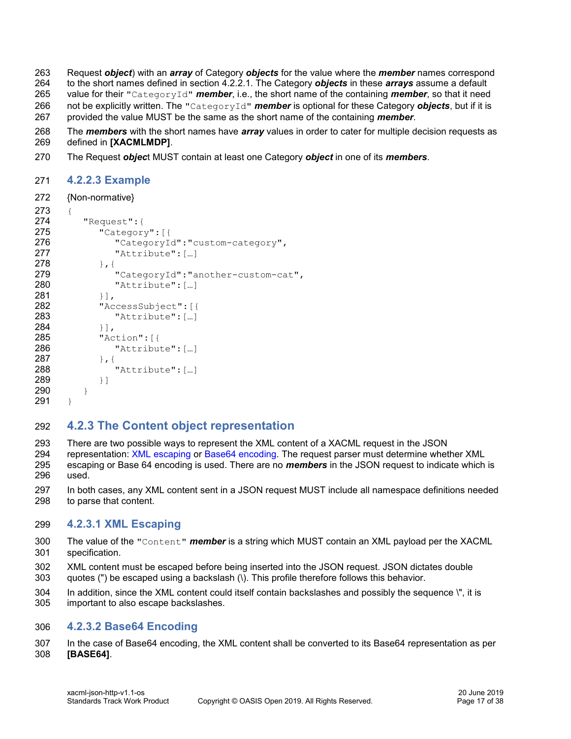Request ***object***) with an ***array*** of Category ***objects*** for the value where the ***member*** names correspond to the short names defined in section 4.2.2.1. The Category ***objects*** in these ***arrays*** assume a default value for their `"CategoryId"` ***member***, i.e., the short name of the containing ***member***, so that it need not be explicitly written. The `"CategoryId"` ***member*** is optional for these Category ***objects***, but if it is provided the value MUST be the same as the short name of the containing ***member***.

The ***members*** with the short names have ***array*** values in order to cater for multiple decision requests as defined in **[XACMLMDP]**.

The Request ***objec***t MUST contain at least one Category ***object*** in one of its ***members***.

#### 4.2.2.3 Example

{Non-normative}

```
{
   "Request":{
      "Category":[{
         "CategoryId":"custom-category",
         "Attribute":[…]
      },{
         "CategoryId":"another-custom-cat",
         "Attribute":[…]
      }],
      "AccessSubject":[{
         "Attribute":[…]
      }],
      "Action":[{
         "Attribute":[…]
      },{
         "Attribute":[…]
      }]
   }
}
```

### 4.2.3 The Content object representation

There are two possible ways to represent the XML content of a XACML request in the JSON representation: XML escaping or Base64 encoding. The request parser must determine whether XML escaping or Base 64 encoding is used. There are no ***members*** in the JSON request to indicate which is used.

In both cases, any XML content sent in a JSON request MUST include all namespace definitions needed to parse that content.

#### 4.2.3.1 XML Escaping

The value of the `"Content"` ***member*** is a string which MUST contain an XML payload per the XACML specification.

XML content must be escaped before being inserted into the JSON request. JSON dictates double quotes (") be escaped using a backslash (\). This profile therefore follows this behavior.

In addition, since the XML content could itself contain backslashes and possibly the sequence \", it is important to also escape backslashes.

#### 4.2.3.2 Base64 Encoding

In the case of Base64 encoding, the XML content shall be converted to its Base64 representation as per **[BASE64]**.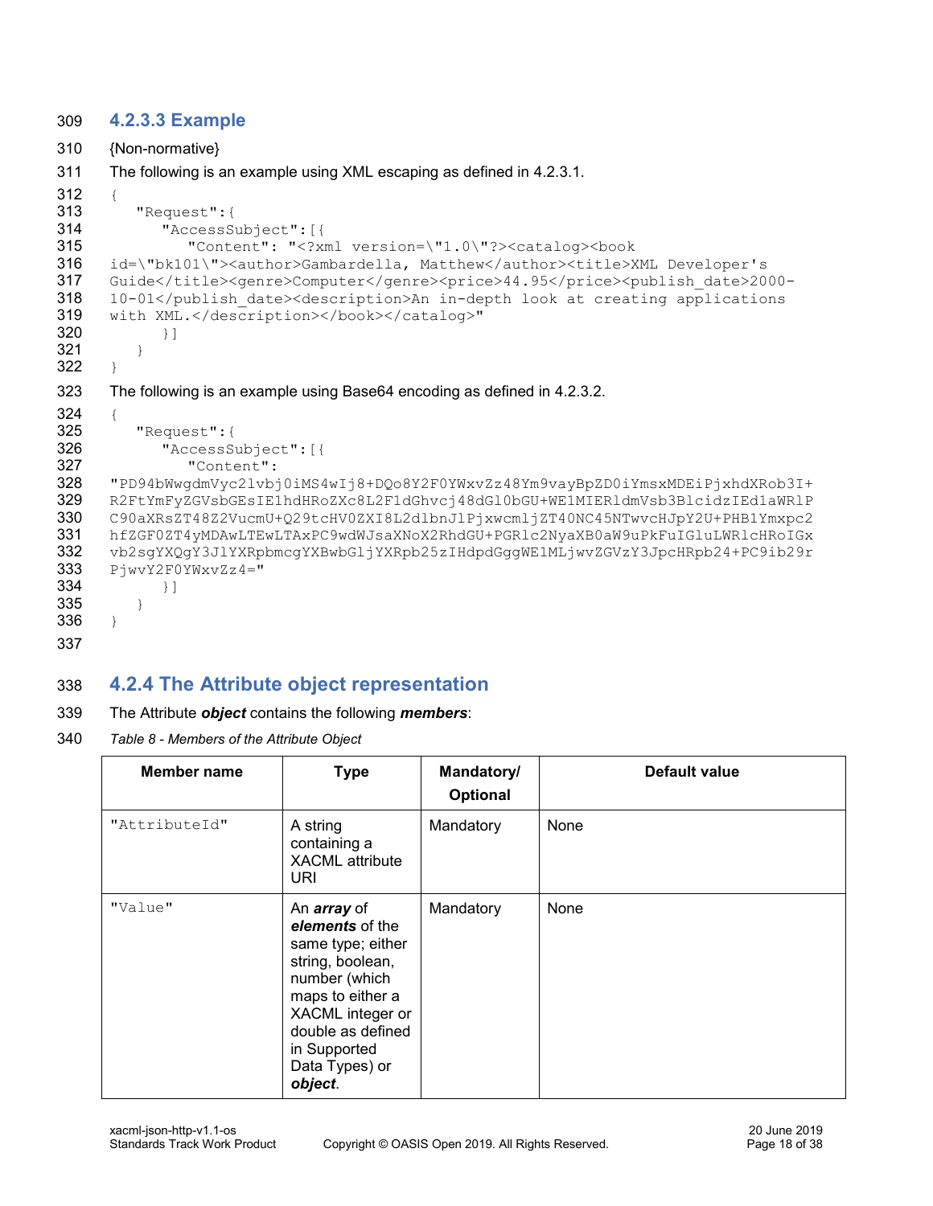### 4.2.3.3 Example

{Non-normative}

The following is an example using XML escaping as defined in 4.2.3.1.

```
{
   "Request":{
      "AccessSubject":[{
         "Content": "<?xml version=\"1.0\"?><catalog><book
id=\"bk101\"><author>Gambardella, Matthew</author><title>XML Developer's
Guide</title><genre>Computer</genre><price>44.95</price><publish_date>2000-
10-01</publish_date><description>An in-depth look at creating applications
with XML.</description></book></catalog>"
      }]
   }
}
```

The following is an example using Base64 encoding as defined in 4.2.3.2.

```
{
   "Request":{
      "AccessSubject":[{
         "Content":
"PD94bWwgdmVyc2lvbj0iMS4wIj8+DQo8Y2F0YWxvZz48Ym9vayBpZD0iYmsxMDEiPjxhdXRob3I+
R2FtYmFyZGVsbGEsIE1hdHRoZXc8L2F1dGhvcj48dGl0bGU+WE1MIERldmVsb3BlcidzIEd1aWRlP
C90aXRsZT48Z2VucmU+Q29tcHV0ZXI8L2dlbnJlPjxwcmljZT40NC45NTwvcHJpY2U+PHB1Ymxpc2
hfZGF0ZT4yMDAwLTEwLTAxPC9wdWJsaXNoX2RhdGU+PGRlc2NyaXB0aW9uPkFuIGluLWRlcHRoIGx
vb2sgYXQgY3JlYXRpbmcgYXBwbGljYXRpb25zIHdpdGggWE1MLjwvZGVzY3JpcHRpb24+PC9ib29r
PjwvY2F0YWxvZz4="
      }]
   }
}
```

## 4.2.4 The Attribute object representation

The Attribute ***object*** contains the following ***members***:

*Table 8 - Members of the Attribute Object*

| Member name | Type | Mandatory/ Optional | Default value |
|---|---|---|---|
| "AttributeId" | A string containing a XACML attribute URI | Mandatory | None |
| "Value" | An ***array*** of ***elements*** of the same type; either string, boolean, number (which maps to either a XACML integer or double as defined in Supported Data Types) or ***object***. | Mandatory | None |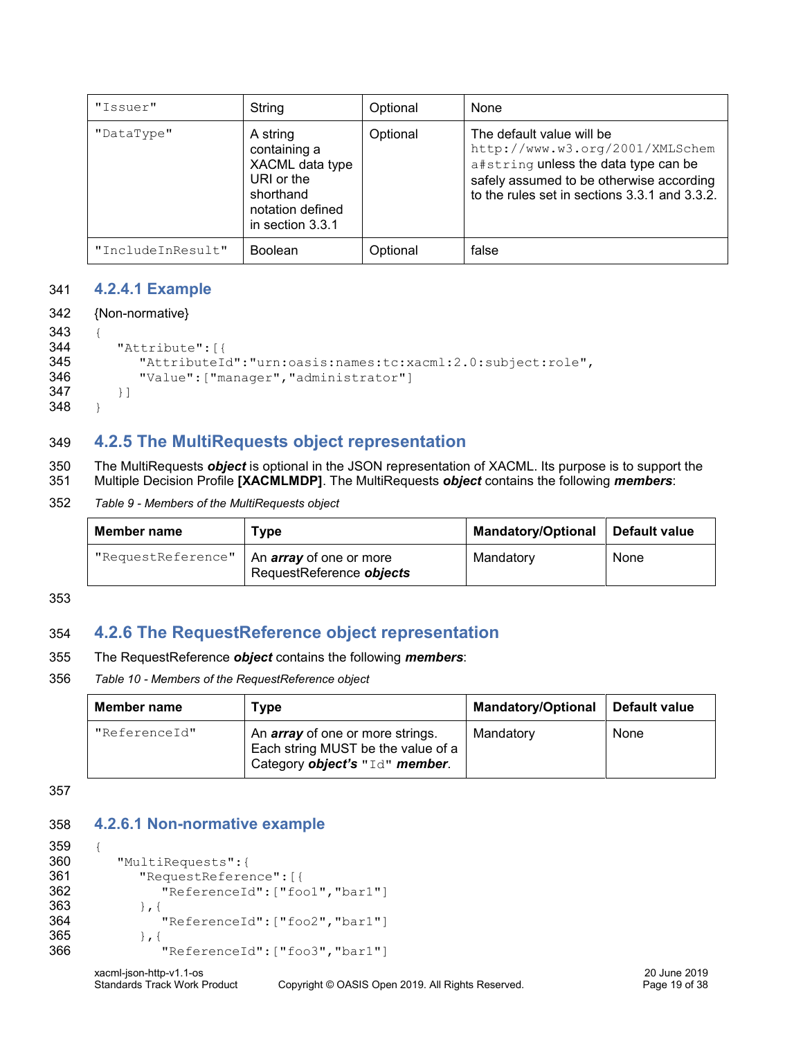| | | | |
|---|---|---|---|
| "Issuer" | String | Optional | None |
| "DataType" | A string containing a XACML data type URI or the shorthand notation defined in section 3.3.1 | Optional | The default value will be http://www.w3.org/2001/XMLSchema#string unless the data type can be safely assumed to be otherwise according to the rules set in sections 3.3.1 and 3.3.2. |
| "IncludeInResult" | Boolean | Optional | false |

#### 4.2.4.1 Example

{Non-normative}

```
{
   "Attribute":[{
      "AttributeId":"urn:oasis:names:tc:xacml:2.0:subject:role",
      "Value":["manager","administrator"]
   }]
}
```

### 4.2.5 The MultiRequests object representation

The MultiRequests ***object*** is optional in the JSON representation of XACML. Its purpose is to support the Multiple Decision Profile **[XACMLMDP]**. The MultiRequests ***object*** contains the following ***members***:

*Table 9 - Members of the MultiRequests object*

| Member name | Type | Mandatory/Optional | Default value |
|---|---|---|---|
| "RequestReference" | An ***array*** of one or more RequestReference ***objects*** | Mandatory | None |

### 4.2.6 The RequestReference object representation

The RequestReference ***object*** contains the following ***members***:

*Table 10 - Members of the RequestReference object*

| Member name | Type | Mandatory/Optional | Default value |
|---|---|---|---|
| "ReferenceId" | An ***array*** of one or more strings. Each string MUST be the value of a Category ***object's*** "Id" ***member***. | Mandatory | None |

#### 4.2.6.1 Non-normative example

```
{
   "MultiRequests":{
      "RequestReference":[{
         "ReferenceId":["foo1","bar1"]
      },{
         "ReferenceId":["foo2","bar1"]
      },{
         "ReferenceId":["foo3","bar1"]
```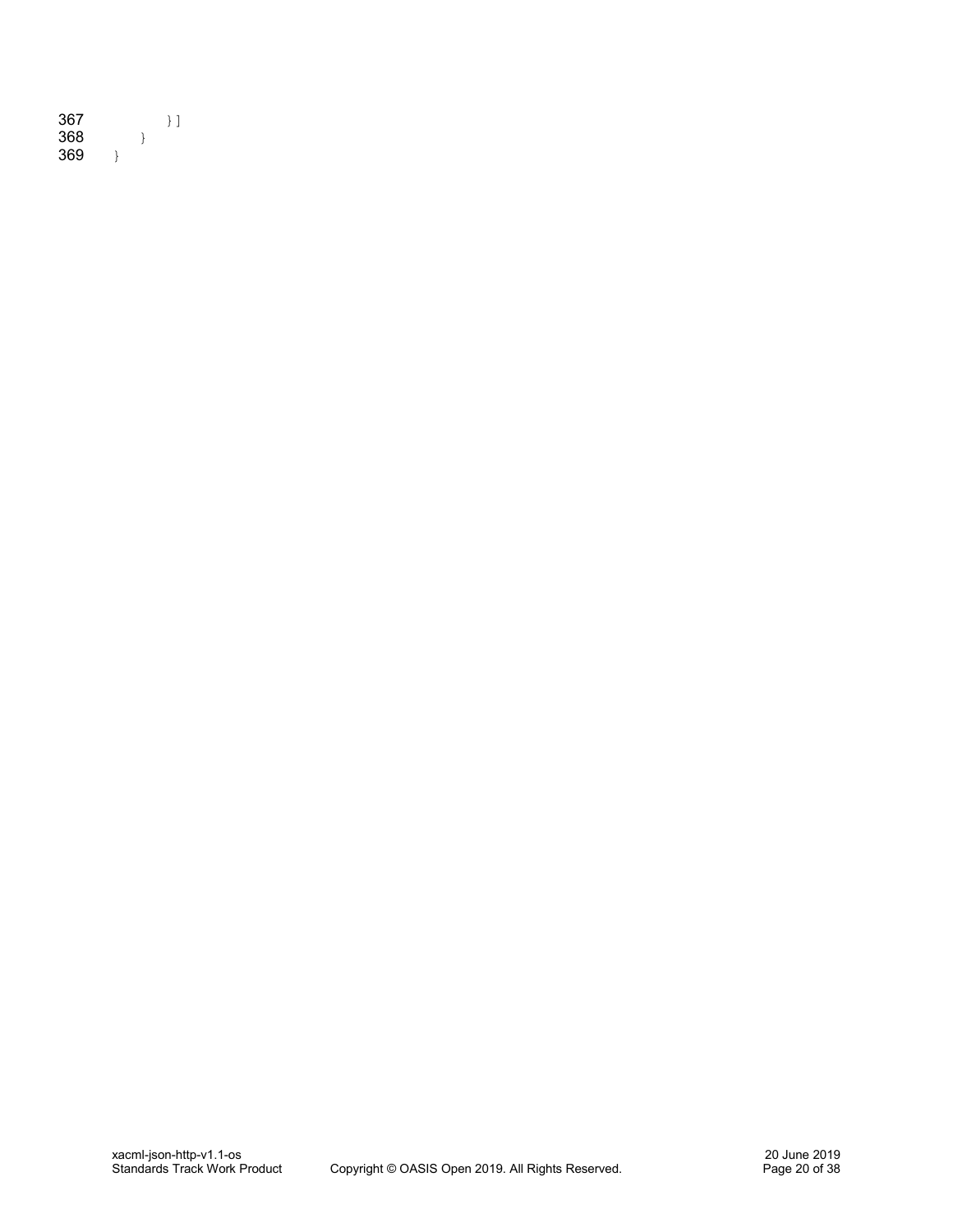```
367            } ]
368        }
369    }
```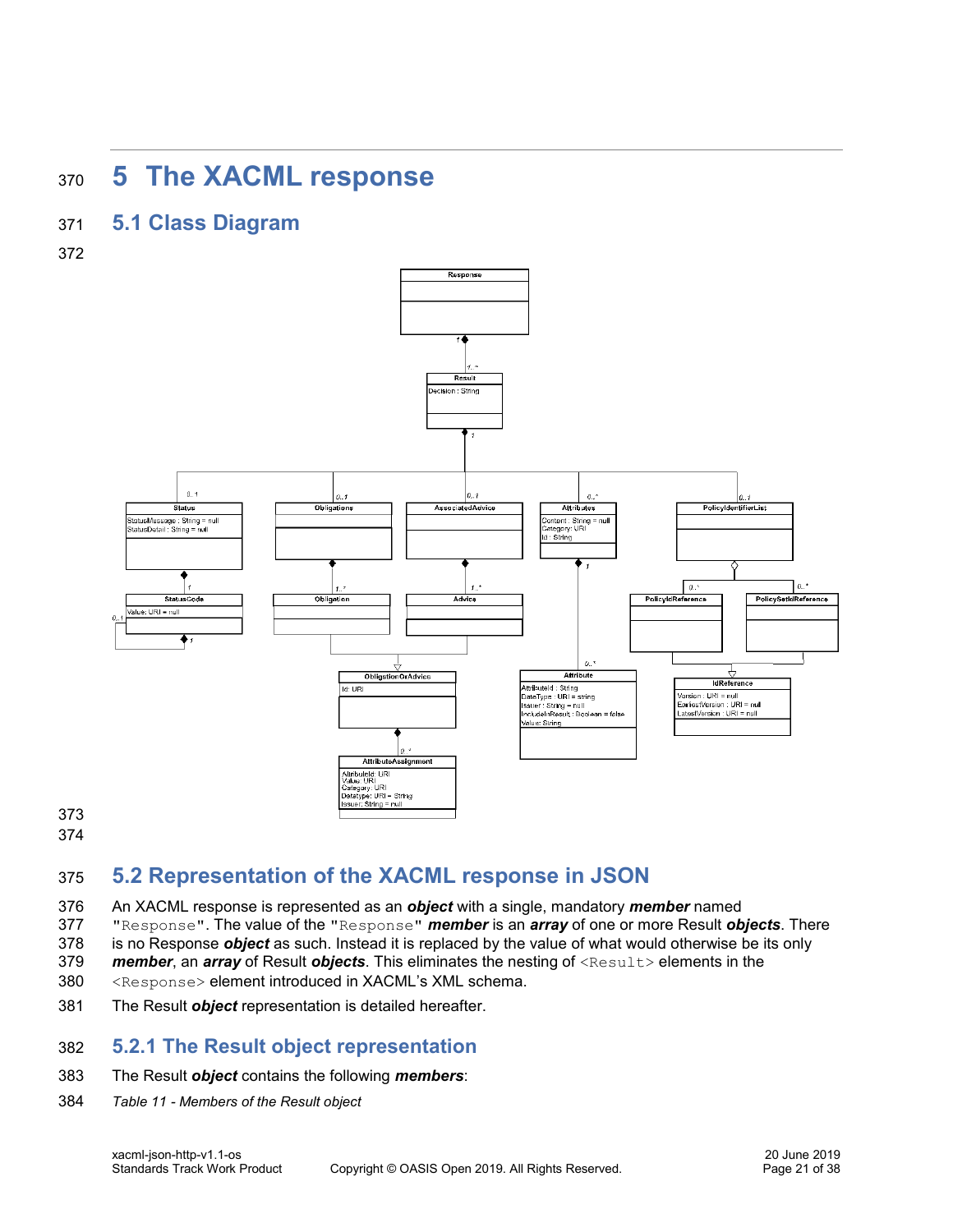# 5 The XACML response

## 5.1 Class Diagram

## 5.2 Representation of the XACML response in JSON

An XACML response is represented as an ***object*** with a single, mandatory ***member*** named `"Response"`. The value of the `"Response"` ***member*** is an ***array*** of one or more Result ***objects***. There is no Response ***object*** as such. Instead it is replaced by the value of what would otherwise be its only ***member***, an ***array*** of Result ***objects***. This eliminates the nesting of `<Result>` elements in the `<Response>` element introduced in XACML's XML schema.

The Result ***object*** representation is detailed hereafter.

### 5.2.1 The Result object representation

The Result ***object*** contains the following ***members***:

*Table 11 - Members of the Result object*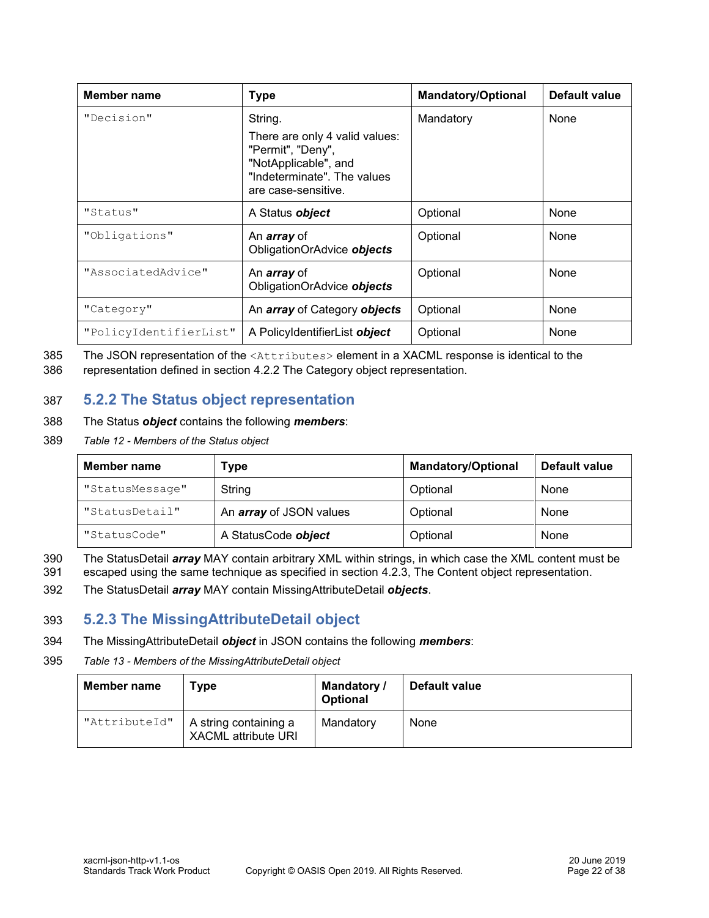| Member name | Type | Mandatory/Optional | Default value |
|---|---|---|---|
| `"Decision"` | String. There are only 4 valid values: "Permit", "Deny", "NotApplicable", and "Indeterminate". The values are case-sensitive. | Mandatory | None |
| `"Status"` | A Status ***object*** | Optional | None |
| `"Obligations"` | An ***array*** of ObligationOrAdvice ***objects*** | Optional | None |
| `"AssociatedAdvice"` | An ***array*** of ObligationOrAdvice ***objects*** | Optional | None |
| `"Category"` | An ***array*** of Category ***objects*** | Optional | None |
| `"PolicyIdentifierList"` | A PolicyIdentifierList ***object*** | Optional | None |

The JSON representation of the `<Attributes>` element in a XACML response is identical to the representation defined in section 4.2.2 The Category object representation.

### 5.2.2 The Status object representation

The Status ***object*** contains the following ***members***:

*Table 12 - Members of the Status object*

| Member name | Type | Mandatory/Optional | Default value |
|---|---|---|---|
| `"StatusMessage"` | String | Optional | None |
| `"StatusDetail"` | An ***array*** of JSON values | Optional | None |
| `"StatusCode"` | A StatusCode ***object*** | Optional | None |

The StatusDetail ***array*** MAY contain arbitrary XML within strings, in which case the XML content must be escaped using the same technique as specified in section 4.2.3, The Content object representation.

The StatusDetail ***array*** MAY contain MissingAttributeDetail ***objects***.

### 5.2.3 The MissingAttributeDetail object

The MissingAttributeDetail ***object*** in JSON contains the following ***members***:

*Table 13 - Members of the MissingAttributeDetail object*

| Member name | Type | Mandatory / Optional | Default value |
|---|---|---|---|
| `"AttributeId"` | A string containing a XACML attribute URI | Mandatory | None |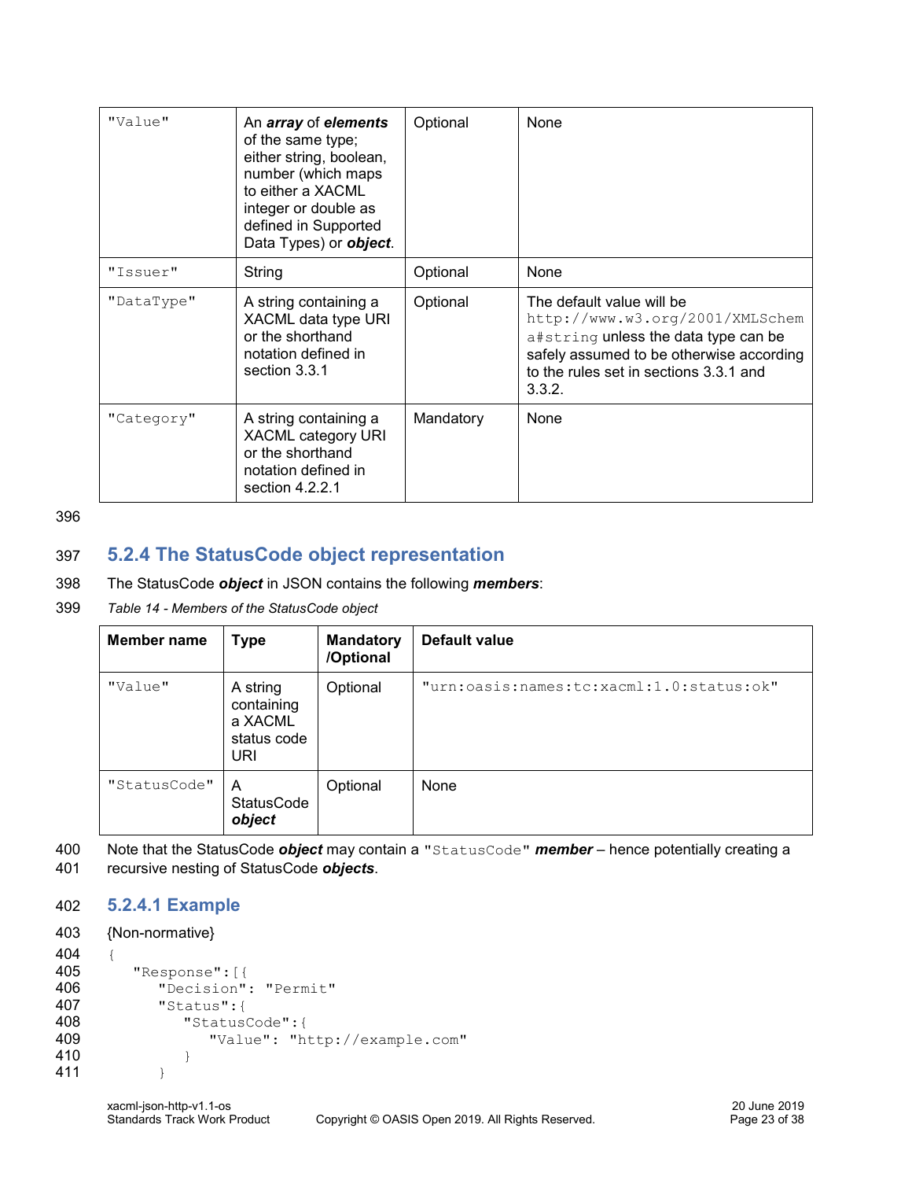| | | | |
|---|---|---|---|
| "Value" | An ***array*** of ***elements*** of the same type; either string, boolean, number (which maps to either a XACML integer or double as defined in Supported Data Types) or ***object***. | Optional | None |
| "Issuer" | String | Optional | None |
| "DataType" | A string containing a XACML data type URI or the shorthand notation defined in section 3.3.1 | Optional | The default value will be `http://www.w3.org/2001/XMLSchema#string` unless the data type can be safely assumed to be otherwise according to the rules set in sections 3.3.1 and 3.3.2. |
| "Category" | A string containing a XACML category URI or the shorthand notation defined in section 4.2.2.1 | Mandatory | None |

### 5.2.4 The StatusCode object representation

The StatusCode ***object*** in JSON contains the following ***members***:

*Table 14 - Members of the StatusCode object*

| Member name | Type | Mandatory /Optional | Default value |
|---|---|---|---|
| "Value" | A string containing a XACML status code URI | Optional | "urn:oasis:names:tc:xacml:1.0:status:ok" |
| "StatusCode" | A StatusCode ***object*** | Optional | None |

Note that the StatusCode ***object*** may contain a `"StatusCode"` ***member*** – hence potentially creating a recursive nesting of StatusCode ***objects***.

#### 5.2.4.1 Example

{Non-normative}

```
{
   "Response":[{
      "Decision": "Permit"
      "Status":{
         "StatusCode":{
            "Value": "http://example.com"
         }
      }
```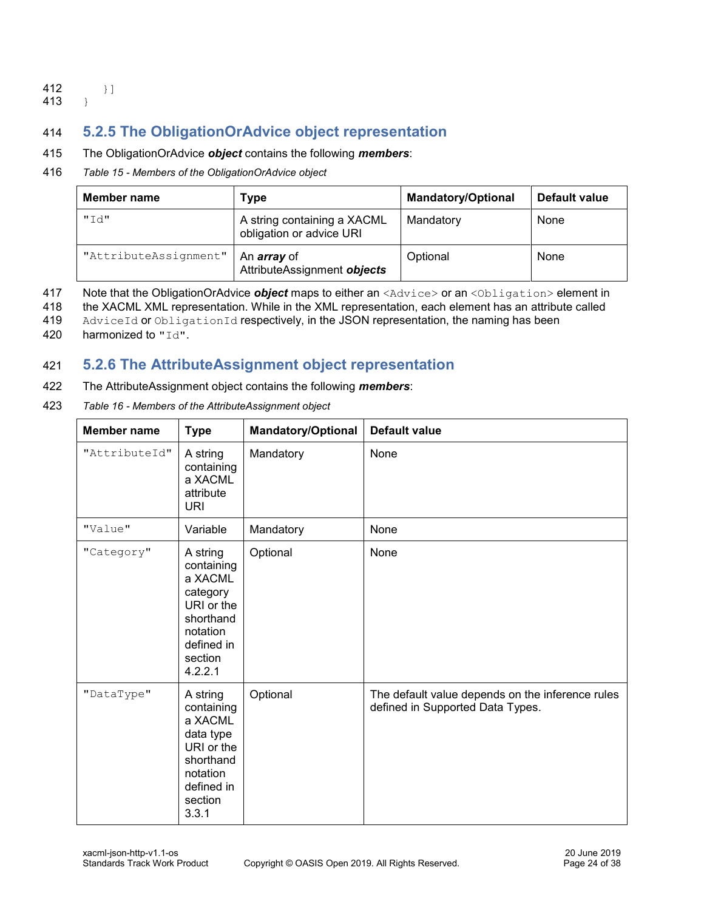```
    }]
}
```

### 5.2.5 The ObligationOrAdvice object representation

The ObligationOrAdvice ***object*** contains the following ***members***:

*Table 15 - Members of the ObligationOrAdvice object*

| Member name | Type | Mandatory/Optional | Default value |
|---|---|---|---|
| `"Id"` | A string containing a XACML obligation or advice URI | Mandatory | None |
| `"AttributeAssignment"` | An ***array*** of AttributeAssignment ***objects*** | Optional | None |

Note that the ObligationOrAdvice ***object*** maps to either an `<Advice>` or an `<Obligation>` element in the XACML XML representation. While in the XML representation, each element has an attribute called `AdviceId` or `ObligationId` respectively, in the JSON representation, the naming has been harmonized to `"Id"`.

### 5.2.6 The AttributeAssignment object representation

The AttributeAssignment object contains the following ***members***:

*Table 16 - Members of the AttributeAssignment object*

| Member name | Type | Mandatory/Optional | Default value |
|---|---|---|---|
| `"AttributeId"` | A string containing a XACML attribute URI | Mandatory | None |
| `"Value"` | Variable | Mandatory | None |
| `"Category"` | A string containing a XACML category URI or the shorthand notation defined in section 4.2.2.1 | Optional | None |
| `"DataType"` | A string containing a XACML data type URI or the shorthand notation defined in section 3.3.1 | Optional | The default value depends on the inference rules defined in Supported Data Types. |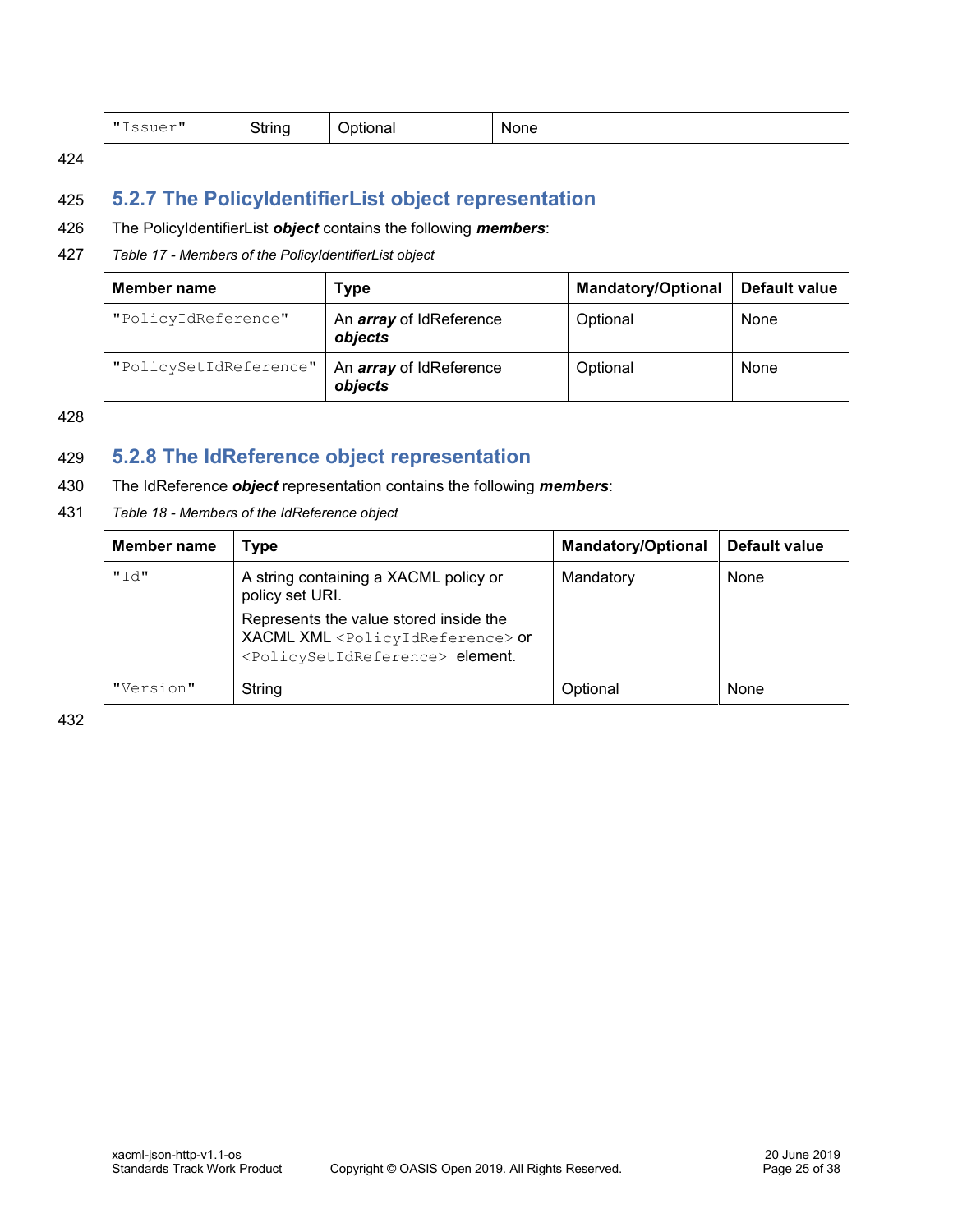| "Issuer" | String | Optional | None |
|---|---|---|---|

### 5.2.7 The PolicyIdentifierList object representation

The PolicyIdentifierList ***object*** contains the following ***members***:

*Table 17 - Members of the PolicyIdentifierList object*

| Member name | Type | Mandatory/Optional | Default value |
|---|---|---|---|
| "PolicyIdReference" | An ***array*** of IdReference ***objects*** | Optional | None |
| "PolicySetIdReference" | An ***array*** of IdReference ***objects*** | Optional | None |

### 5.2.8 The IdReference object representation

The IdReference ***object*** representation contains the following ***members***:

*Table 18 - Members of the IdReference object*

| Member name | Type | Mandatory/Optional | Default value |
|---|---|---|---|
| "Id" | A string containing a XACML policy or policy set URI. Represents the value stored inside the XACML XML `<PolicyIdReference>` or `<PolicySetIdReference>` element. | Mandatory | None |
| "Version" | String | Optional | None |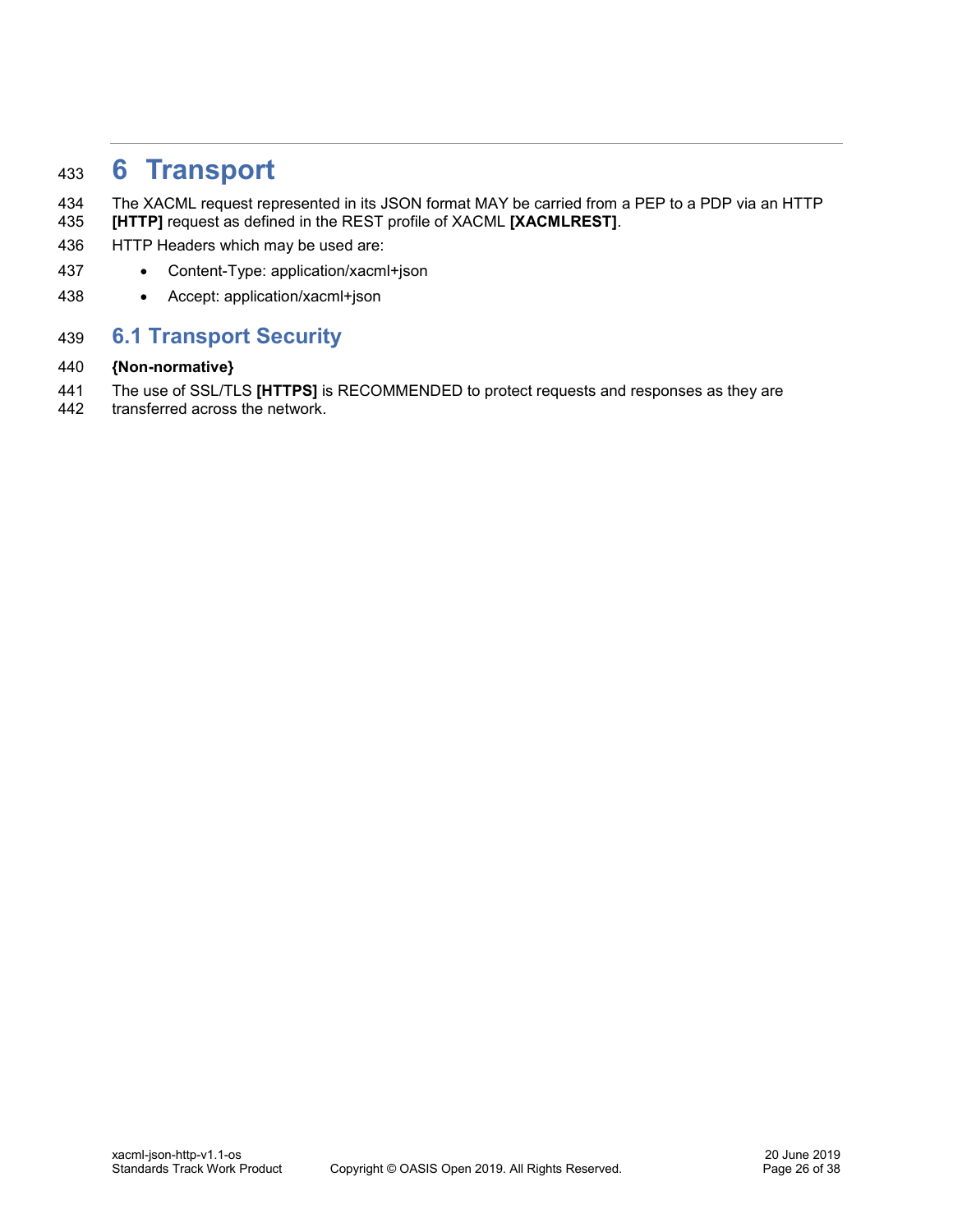# 6 Transport

The XACML request represented in its JSON format MAY be carried from a PEP to a PDP via an HTTP **[HTTP]** request as defined in the REST profile of XACML **[XACMLREST]**.

HTTP Headers which may be used are:

- Content-Type: application/xacml+json
- Accept: application/xacml+json

## 6.1 Transport Security

**{Non-normative}**

The use of SSL/TLS **[HTTPS]** is RECOMMENDED to protect requests and responses as they are transferred across the network.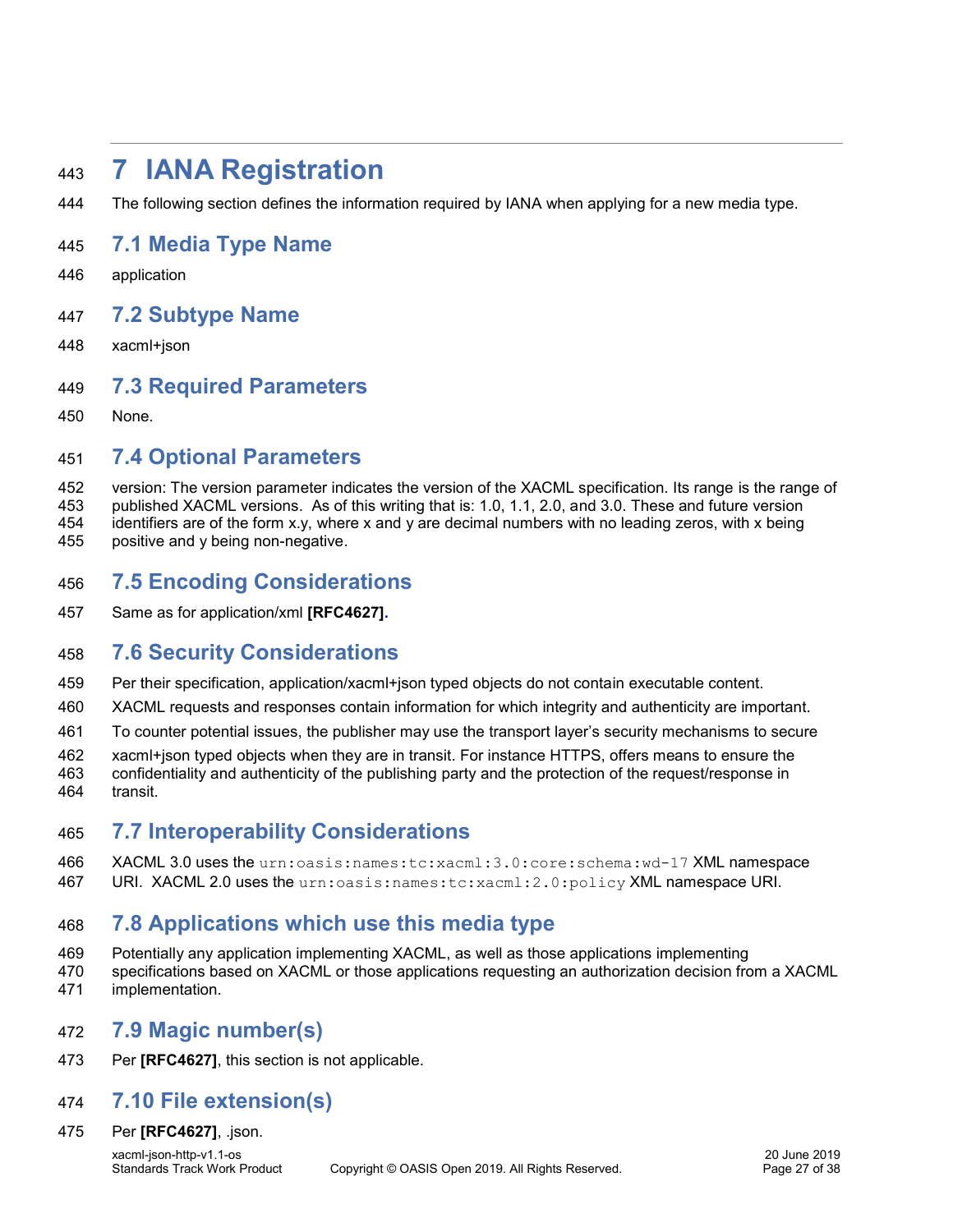# 7 IANA Registration

The following section defines the information required by IANA when applying for a new media type.

## 7.1 Media Type Name

application

## 7.2 Subtype Name

xacml+json

## 7.3 Required Parameters

None.

## 7.4 Optional Parameters

version: The version parameter indicates the version of the XACML specification. Its range is the range of published XACML versions. As of this writing that is: 1.0, 1.1, 2.0, and 3.0. These and future version identifiers are of the form x.y, where x and y are decimal numbers with no leading zeros, with x being positive and y being non-negative.

## 7.5 Encoding Considerations

Same as for application/xml **[RFC4627]**.

## 7.6 Security Considerations

Per their specification, application/xacml+json typed objects do not contain executable content.

XACML requests and responses contain information for which integrity and authenticity are important.

To counter potential issues, the publisher may use the transport layer's security mechanisms to secure xacml+json typed objects when they are in transit. For instance HTTPS, offers means to ensure the confidentiality and authenticity of the publishing party and the protection of the request/response in transit.

## 7.7 Interoperability Considerations

XACML 3.0 uses the `urn:oasis:names:tc:xacml:3.0:core:schema:wd-17` XML namespace URI. XACML 2.0 uses the `urn:oasis:names:tc:xacml:2.0:policy` XML namespace URI.

## 7.8 Applications which use this media type

Potentially any application implementing XACML, as well as those applications implementing specifications based on XACML or those applications requesting an authorization decision from a XACML implementation.

## 7.9 Magic number(s)

Per **[RFC4627]**, this section is not applicable.

## 7.10 File extension(s)

Per **[RFC4627]**, .json.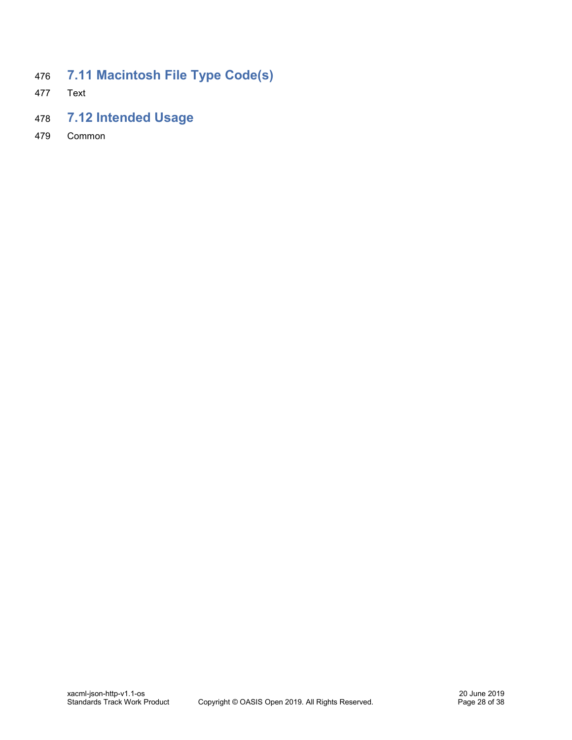## 7.11 Macintosh File Type Code(s)

Text

## 7.12 Intended Usage

Common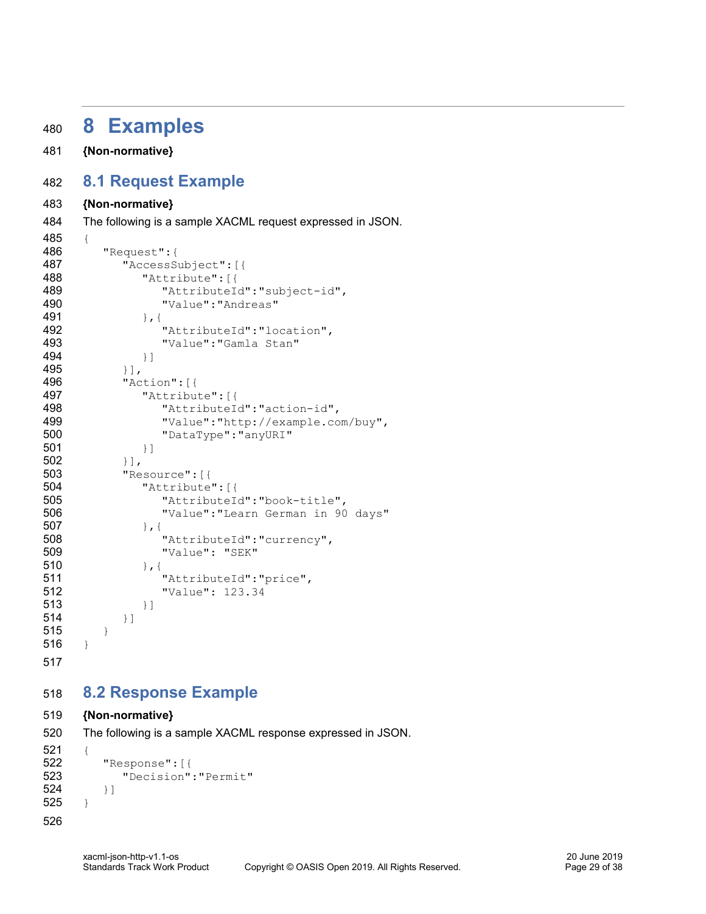# 8 Examples

**{Non-normative}**

## 8.1 Request Example

**{Non-normative}**

The following is a sample XACML request expressed in JSON.

```
{
   "Request":{
      "AccessSubject":[{
         "Attribute":[{
            "AttributeId":"subject-id",
            "Value":"Andreas"
         },{
            "AttributeId":"location",
            "Value":"Gamla Stan"
         }]
      }],
      "Action":[{
         "Attribute":[{
            "AttributeId":"action-id",
            "Value":"http://example.com/buy",
            "DataType":"anyURI"
         }]
      }],
      "Resource":[{
         "Attribute":[{
            "AttributeId":"book-title",
            "Value":"Learn German in 90 days"
         },{
            "AttributeId":"currency",
            "Value": "SEK"
         },{
            "AttributeId":"price",
            "Value": 123.34
         }]
      }]
   }
}
```

## 8.2 Response Example

**{Non-normative}**

The following is a sample XACML response expressed in JSON.

```
{
   "Response":[{
      "Decision":"Permit"
   }]
}
```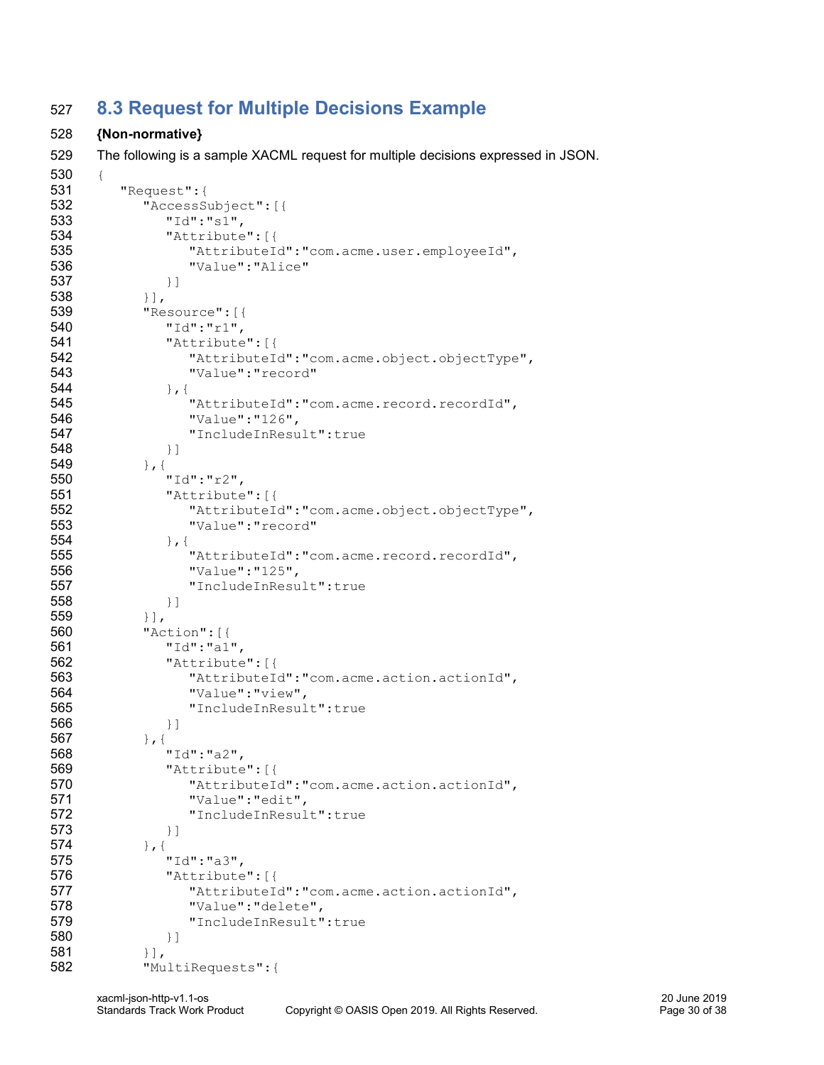## 8.3 Request for Multiple Decisions Example

**{Non-normative}**

The following is a sample XACML request for multiple decisions expressed in JSON.

```
{
   "Request":{
      "AccessSubject":[{
         "Id":"s1",
         "Attribute":[{
            "AttributeId":"com.acme.user.employeeId",
            "Value":"Alice"
         }]
      }],
      "Resource":[{
         "Id":"r1",
         "Attribute":[{
            "AttributeId":"com.acme.object.objectType",
            "Value":"record"
         },{
            "AttributeId":"com.acme.record.recordId",
            "Value":"126",
            "IncludeInResult":true
         }]
      },{
         "Id":"r2",
         "Attribute":[{
            "AttributeId":"com.acme.object.objectType",
            "Value":"record"
         },{
            "AttributeId":"com.acme.record.recordId",
            "Value":"125",
            "IncludeInResult":true
         }]
      }],
      "Action":[{
         "Id":"a1",
         "Attribute":[{
            "AttributeId":"com.acme.action.actionId",
            "Value":"view",
            "IncludeInResult":true
         }]
      },{
         "Id":"a2",
         "Attribute":[{
            "AttributeId":"com.acme.action.actionId",
            "Value":"edit",
            "IncludeInResult":true
         }]
      },{
         "Id":"a3",
         "Attribute":[{
            "AttributeId":"com.acme.action.actionId",
            "Value":"delete",
            "IncludeInResult":true
         }]
      }],
      "MultiRequests":{
```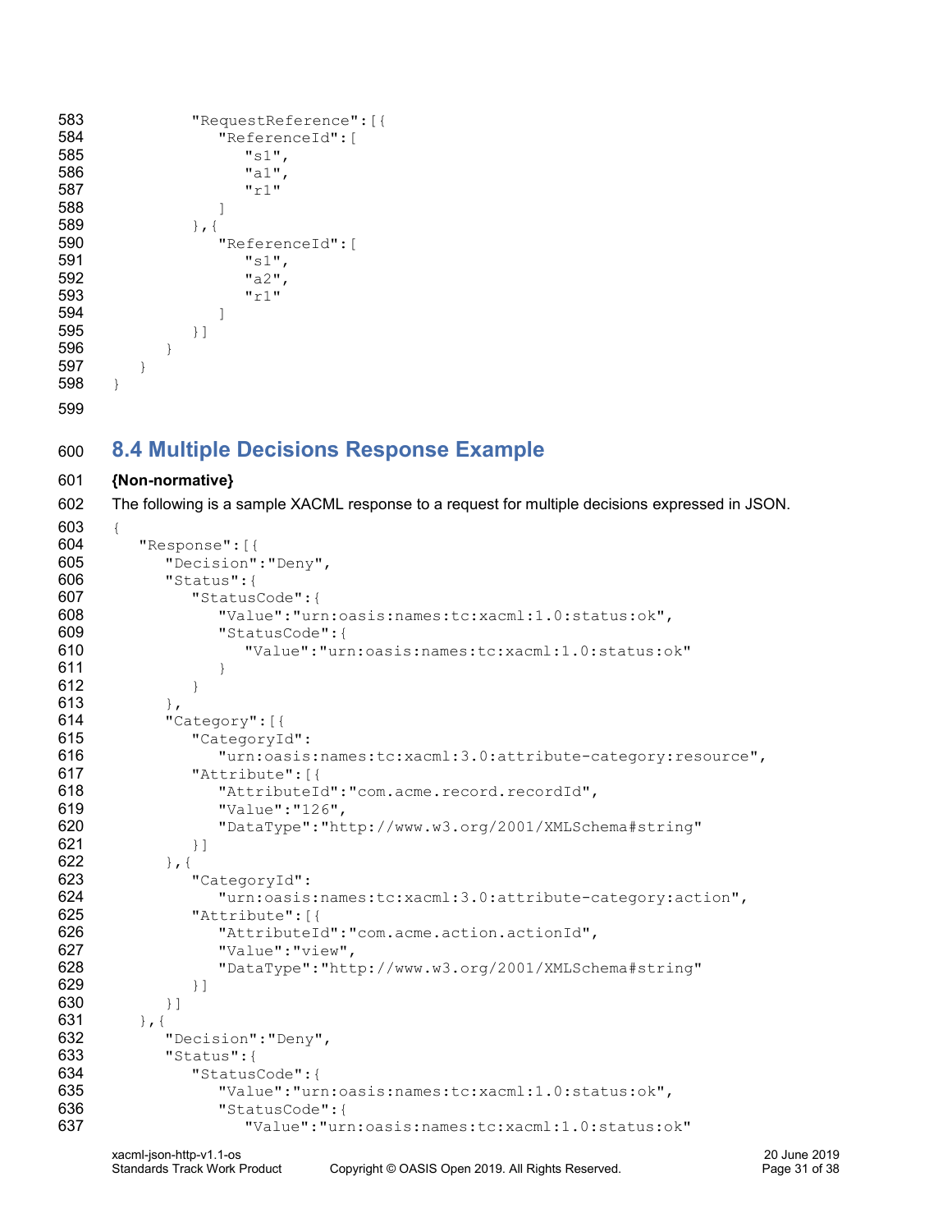```
            "RequestReference":[{
               "ReferenceId":[
                  "s1",
                  "a1",
                  "r1"
               ]
            },{
               "ReferenceId":[
                  "s1",
                  "a2",
                  "r1"
               ]
            }]
         }
      }
}
```

## 8.4 Multiple Decisions Response Example

**{Non-normative}**

The following is a sample XACML response to a request for multiple decisions expressed in JSON.

```
{
   "Response":[{
      "Decision":"Deny",
      "Status":{
         "StatusCode":{
            "Value":"urn:oasis:names:tc:xacml:1.0:status:ok",
            "StatusCode":{
               "Value":"urn:oasis:names:tc:xacml:1.0:status:ok"
            }
         }
      },
      "Category":[{
         "CategoryId":
            "urn:oasis:names:tc:xacml:3.0:attribute-category:resource",
         "Attribute":[{
            "AttributeId":"com.acme.record.recordId",
            "Value":"126",
            "DataType":"http://www.w3.org/2001/XMLSchema#string"
         }]
      },{
         "CategoryId":
            "urn:oasis:names:tc:xacml:3.0:attribute-category:action",
         "Attribute":[{
            "AttributeId":"com.acme.action.actionId",
            "Value":"view",
            "DataType":"http://www.w3.org/2001/XMLSchema#string"
         }]
      }]
   },{
      "Decision":"Deny",
      "Status":{
         "StatusCode":{
            "Value":"urn:oasis:names:tc:xacml:1.0:status:ok",
            "StatusCode":{
               "Value":"urn:oasis:names:tc:xacml:1.0:status:ok"
```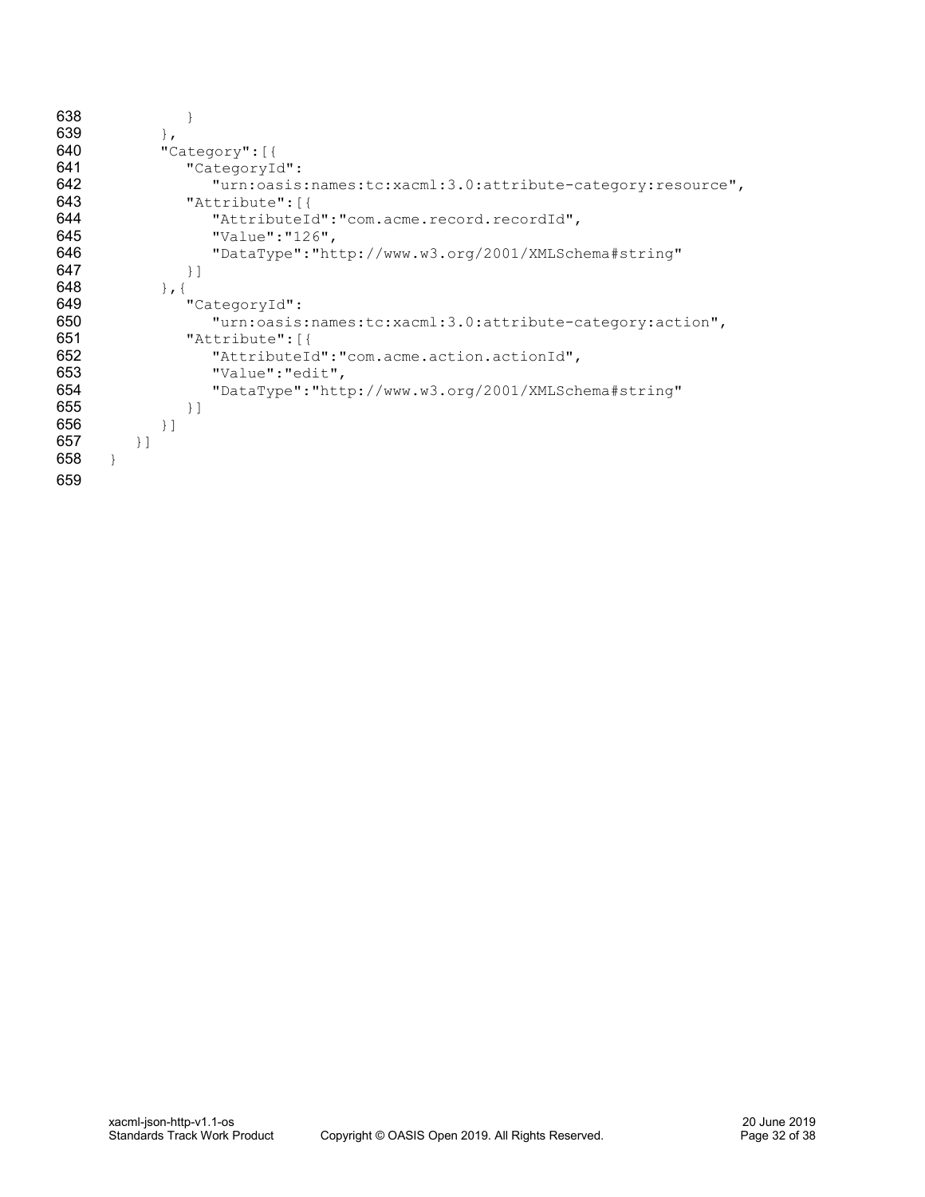```
            }
        },
        "Category":[{
            "CategoryId":
                "urn:oasis:names:tc:xacml:3.0:attribute-category:resource",
            "Attribute":[{
                "AttributeId":"com.acme.record.recordId",
                "Value":"126",
                "DataType":"http://www.w3.org/2001/XMLSchema#string"
            }]
        },{
            "CategoryId":
                "urn:oasis:names:tc:xacml:3.0:attribute-category:action",
            "Attribute":[{
                "AttributeId":"com.acme.action.actionId",
                "Value":"edit",
                "DataType":"http://www.w3.org/2001/XMLSchema#string"
            }]
        }]
    }]
}
```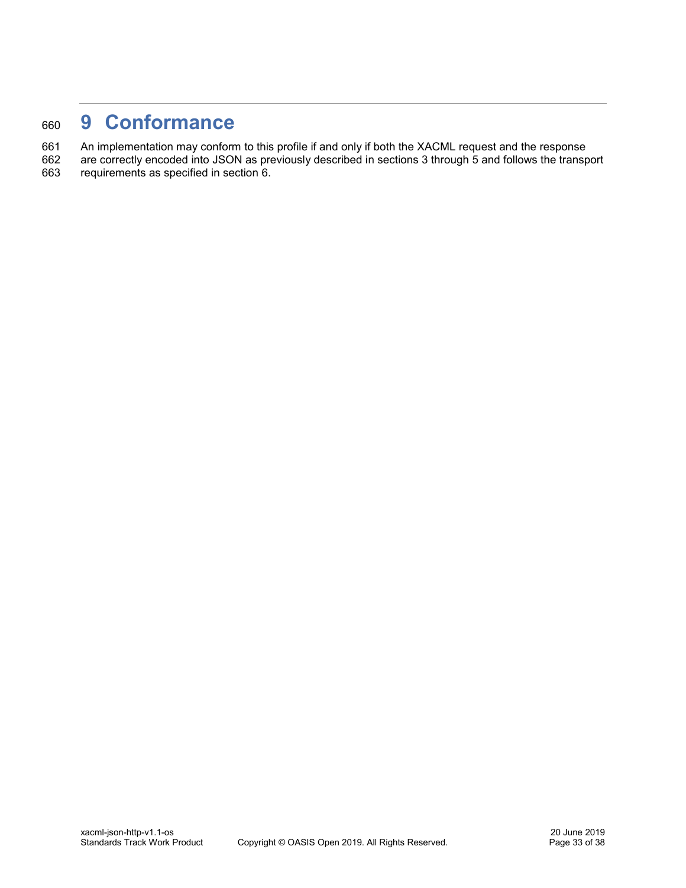# 9 Conformance

An implementation may conform to this profile if and only if both the XACML request and the response are correctly encoded into JSON as previously described in sections 3 through 5 and follows the transport requirements as specified in section 6.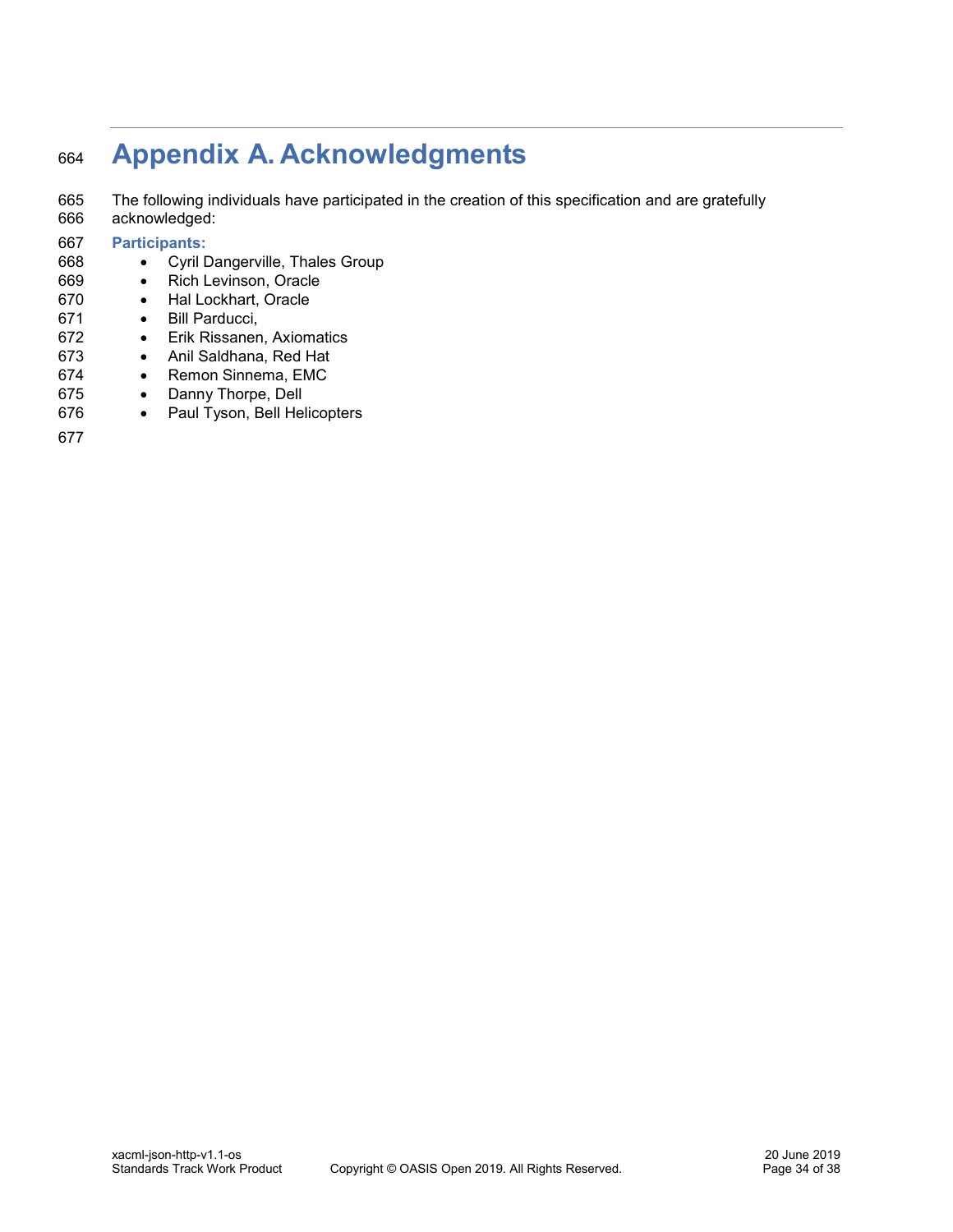# Appendix A. Acknowledgments

The following individuals have participated in the creation of this specification and are gratefully acknowledged:

**Participants:**

- Cyril Dangerville, Thales Group
- Rich Levinson, Oracle
- Hal Lockhart, Oracle
- Bill Parducci,
- Erik Rissanen, Axiomatics
- Anil Saldhana, Red Hat
- Remon Sinnema, EMC
- Danny Thorpe, Dell
- Paul Tyson, Bell Helicopters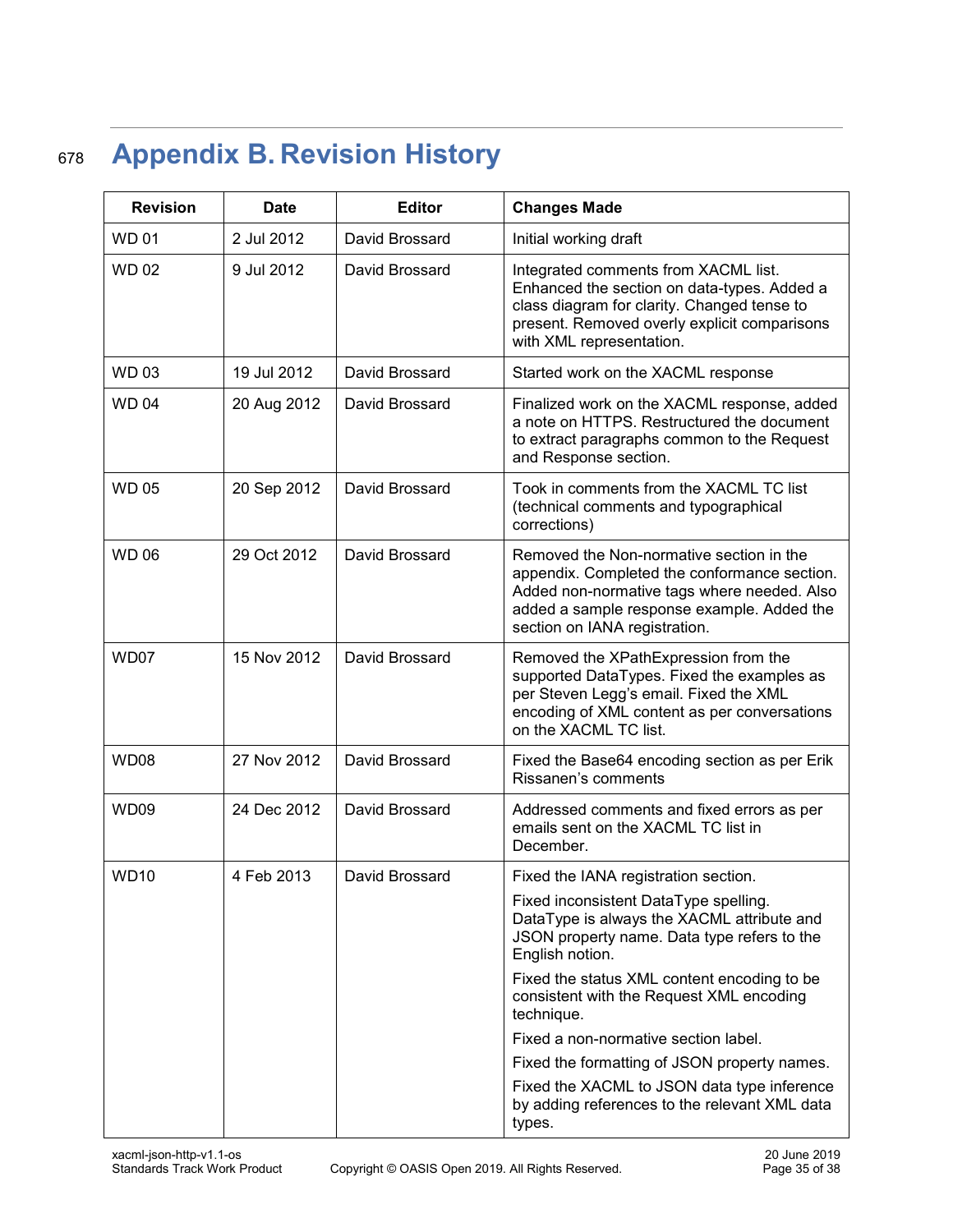# Appendix B. Revision History

| Revision | Date | Editor | Changes Made |
|---|---|---|---|
| WD 01 | 2 Jul 2012 | David Brossard | Initial working draft |
| WD 02 | 9 Jul 2012 | David Brossard | Integrated comments from XACML list. Enhanced the section on data-types. Added a class diagram for clarity. Changed tense to present. Removed overly explicit comparisons with XML representation. |
| WD 03 | 19 Jul 2012 | David Brossard | Started work on the XACML response |
| WD 04 | 20 Aug 2012 | David Brossard | Finalized work on the XACML response, added a note on HTTPS. Restructured the document to extract paragraphs common to the Request and Response section. |
| WD 05 | 20 Sep 2012 | David Brossard | Took in comments from the XACML TC list (technical comments and typographical corrections) |
| WD 06 | 29 Oct 2012 | David Brossard | Removed the Non-normative section in the appendix. Completed the conformance section. Added non-normative tags where needed. Also added a sample response example. Added the section on IANA registration. |
| WD07 | 15 Nov 2012 | David Brossard | Removed the XPathExpression from the supported DataTypes. Fixed the examples as per Steven Legg's email. Fixed the XML encoding of XML content as per conversations on the XACML TC list. |
| WD08 | 27 Nov 2012 | David Brossard | Fixed the Base64 encoding section as per Erik Rissanen's comments |
| WD09 | 24 Dec 2012 | David Brossard | Addressed comments and fixed errors as per emails sent on the XACML TC list in December. |
| WD10 | 4 Feb 2013 | David Brossard | Fixed the IANA registration section. Fixed inconsistent DataType spelling. DataType is always the XACML attribute and JSON property name. Data type refers to the English notion. Fixed the status XML content encoding to be consistent with the Request XML encoding technique. Fixed a non-normative section label. Fixed the formatting of JSON property names. Fixed the XACML to JSON data type inference by adding references to the relevant XML data types. |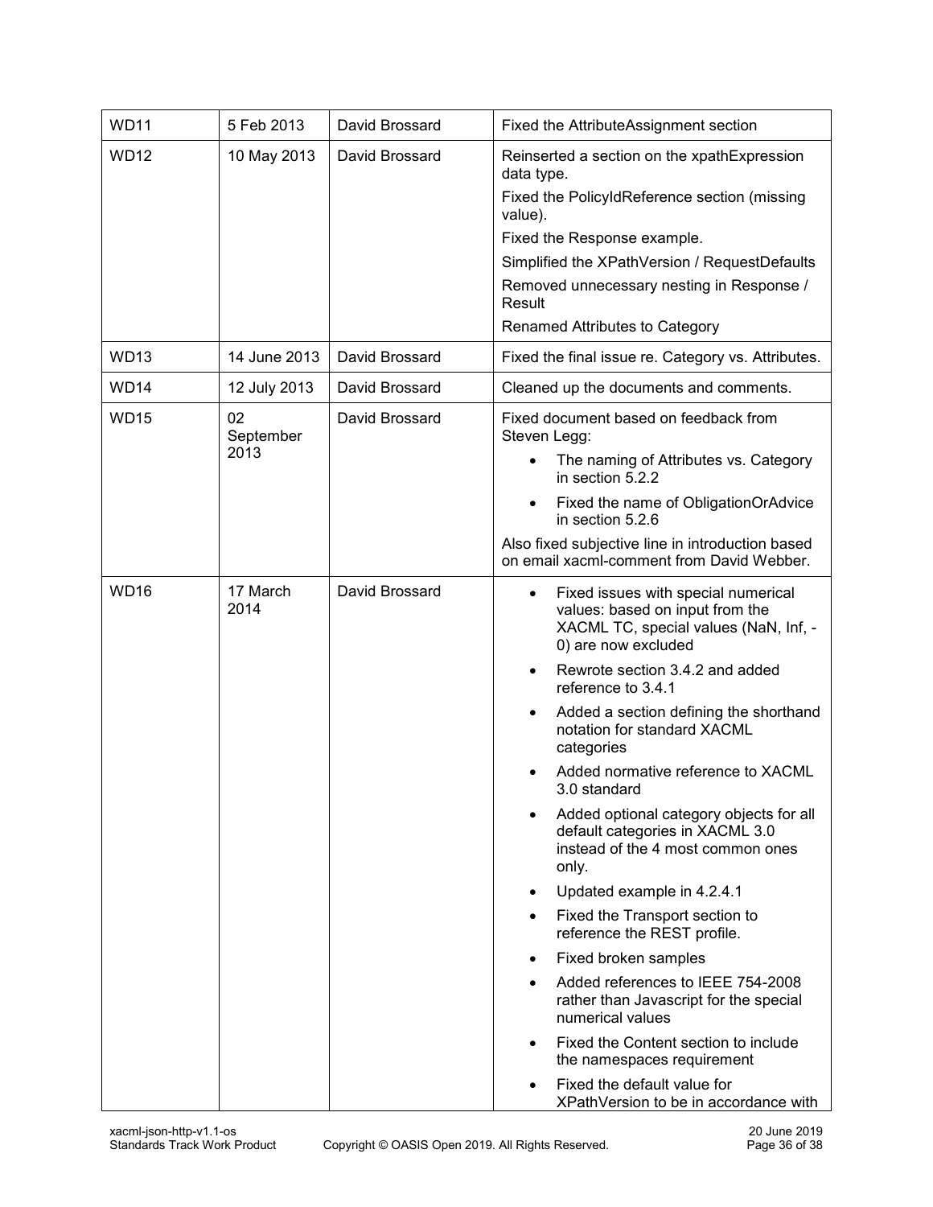| WD11 | 5 Feb 2013 | David Brossard | Fixed the AttributeAssignment section |
|---|---|---|---|
| WD12 | 10 May 2013 | David Brossard | Reinserted a section on the xpathExpression data type.<br>Fixed the PolicyIdReference section (missing value).<br>Fixed the Response example.<br>Simplified the XPathVersion / RequestDefaults<br>Removed unnecessary nesting in Response / Result<br>Renamed Attributes to Category |
| WD13 | 14 June 2013 | David Brossard | Fixed the final issue re. Category vs. Attributes. |
| WD14 | 12 July 2013 | David Brossard | Cleaned up the documents and comments. |
| WD15 | 02 September 2013 | David Brossard | Fixed document based on feedback from Steven Legg:<br>• The naming of Attributes vs. Category in section 5.2.2<br>• Fixed the name of ObligationOrAdvice in section 5.2.6<br>Also fixed subjective line in introduction based on email xacml-comment from David Webber. |
| WD16 | 17 March 2014 | David Brossard | • Fixed issues with special numerical values: based on input from the XACML TC, special values (NaN, Inf, -0) are now excluded<br>• Rewrote section 3.4.2 and added reference to 3.4.1<br>• Added a section defining the shorthand notation for standard XACML categories<br>• Added normative reference to XACML 3.0 standard<br>• Added optional category objects for all default categories in XACML 3.0 instead of the 4 most common ones only.<br>• Updated example in 4.2.4.1<br>• Fixed the Transport section to reference the REST profile.<br>• Fixed broken samples<br>• Added references to IEEE 754-2008 rather than Javascript for the special numerical values<br>• Fixed the Content section to include the namespaces requirement<br>• Fixed the default value for XPathVersion to be in accordance with |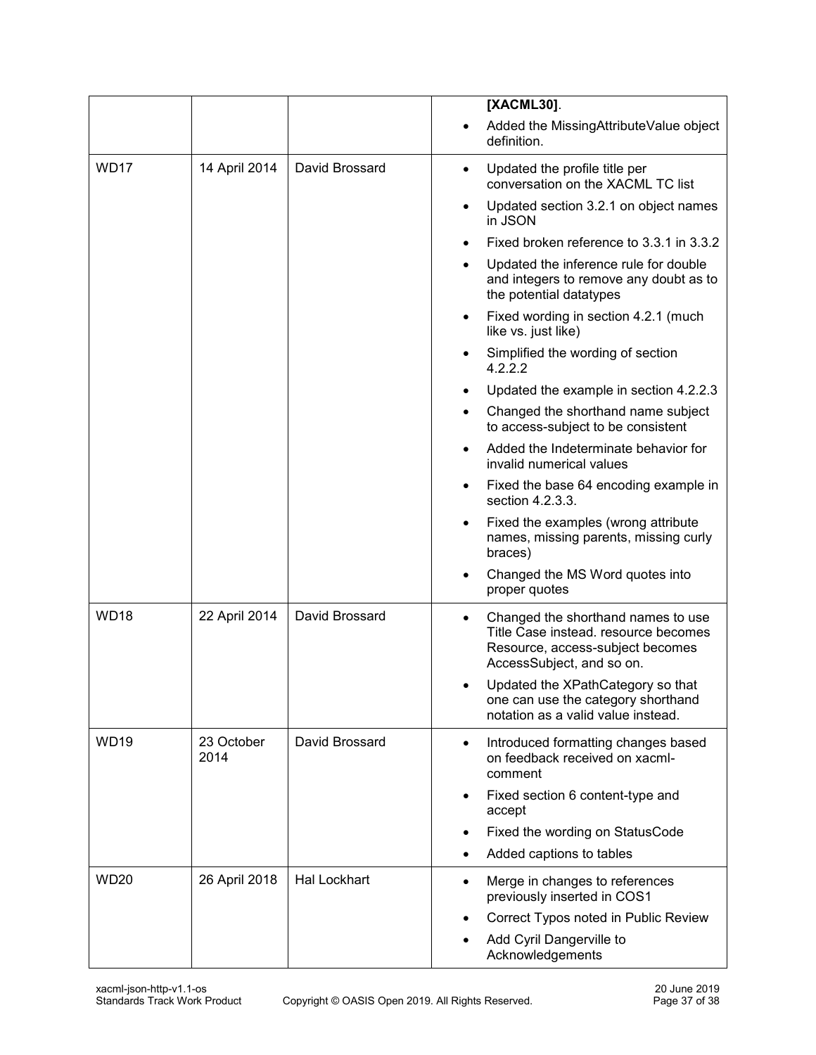| | | | |
|---|---|---|---|
| | | | • **[XACML30]**.<br>• Added the MissingAttributeValue object definition. |
| WD17 | 14 April 2014 | David Brossard | • Updated the profile title per conversation on the XACML TC list<br>• Updated section 3.2.1 on object names in JSON<br>• Fixed broken reference to 3.3.1 in 3.3.2<br>• Updated the inference rule for double and integers to remove any doubt as to the potential datatypes<br>• Fixed wording in section 4.2.1 (much like vs. just like)<br>• Simplified the wording of section 4.2.2.2<br>• Updated the example in section 4.2.2.3<br>• Changed the shorthand name subject to access-subject to be consistent<br>• Added the Indeterminate behavior for invalid numerical values<br>• Fixed the base 64 encoding example in section 4.2.3.3.<br>• Fixed the examples (wrong attribute names, missing parents, missing curly braces)<br>• Changed the MS Word quotes into proper quotes |
| WD18 | 22 April 2014 | David Brossard | • Changed the shorthand names to use Title Case instead. resource becomes Resource, access-subject becomes AccessSubject, and so on.<br>• Updated the XPathCategory so that one can use the category shorthand notation as a valid value instead. |
| WD19 | 23 October 2014 | David Brossard | • Introduced formatting changes based on feedback received on xacml-comment<br>• Fixed section 6 content-type and accept<br>• Fixed the wording on StatusCode<br>• Added captions to tables |
| WD20 | 26 April 2018 | Hal Lockhart | • Merge in changes to references previously inserted in COS1<br>• Correct Typos noted in Public Review<br>• Add Cyril Dangerville to Acknowledgements |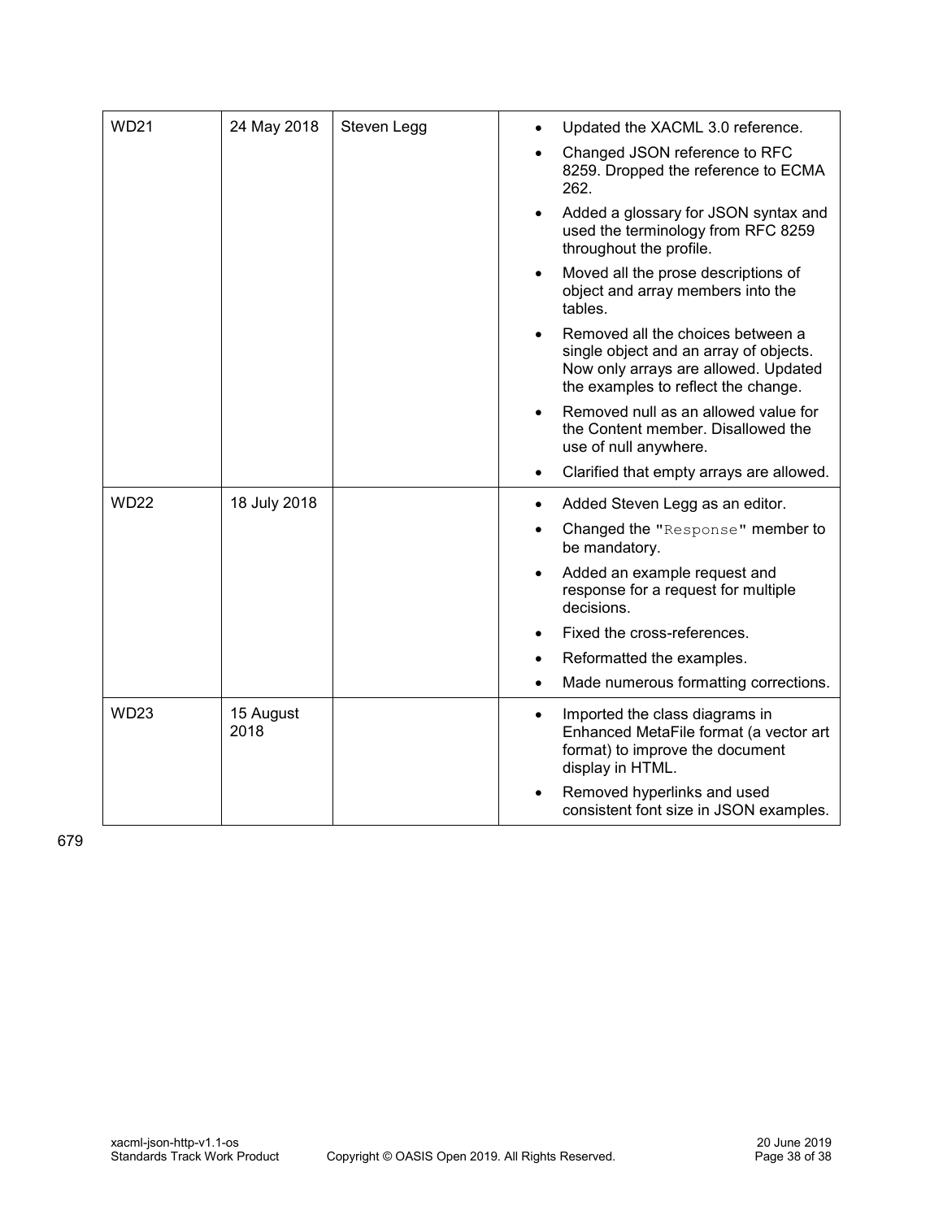| | | | |
|---|---|---|---|
| WD21 | 24 May 2018 | Steven Legg | • Updated the XACML 3.0 reference.<br>• Changed JSON reference to RFC 8259. Dropped the reference to ECMA 262.<br>• Added a glossary for JSON syntax and used the terminology from RFC 8259 throughout the profile.<br>• Moved all the prose descriptions of object and array members into the tables.<br>• Removed all the choices between a single object and an array of objects. Now only arrays are allowed. Updated the examples to reflect the change.<br>• Removed null as an allowed value for the Content member. Disallowed the use of null anywhere.<br>• Clarified that empty arrays are allowed. |
| WD22 | 18 July 2018 | | • Added Steven Legg as an editor.<br>• Changed the "`Response`" member to be mandatory.<br>• Added an example request and response for a request for multiple decisions.<br>• Fixed the cross-references.<br>• Reformatted the examples.<br>• Made numerous formatting corrections. |
| WD23 | 15 August 2018 | | • Imported the class diagrams in Enhanced MetaFile format (a vector art format) to improve the document display in HTML.<br>• Removed hyperlinks and used consistent font size in JSON examples. |

679